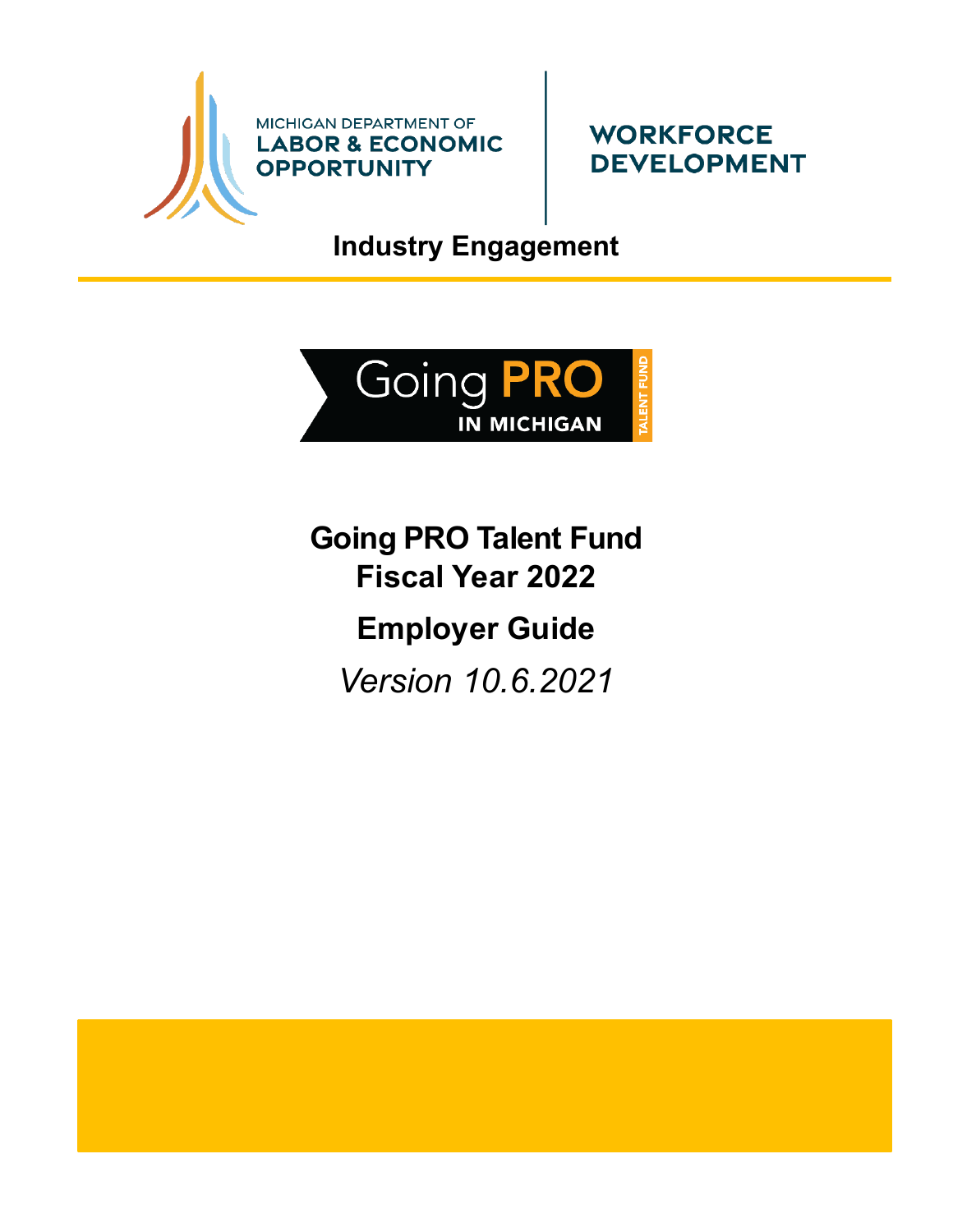MICHIGAN DEPARTMENT OF
LABOR & ECONOMIC
OPPORTUNITY

WORKFORCE
DEVELOPMENT

**Industry Engagement**

Going PRO
IN MICHIGAN
TALENT FUND

# Going PRO Talent Fund
# Fiscal Year 2022

## Employer Guide

*Version 10.6.2021*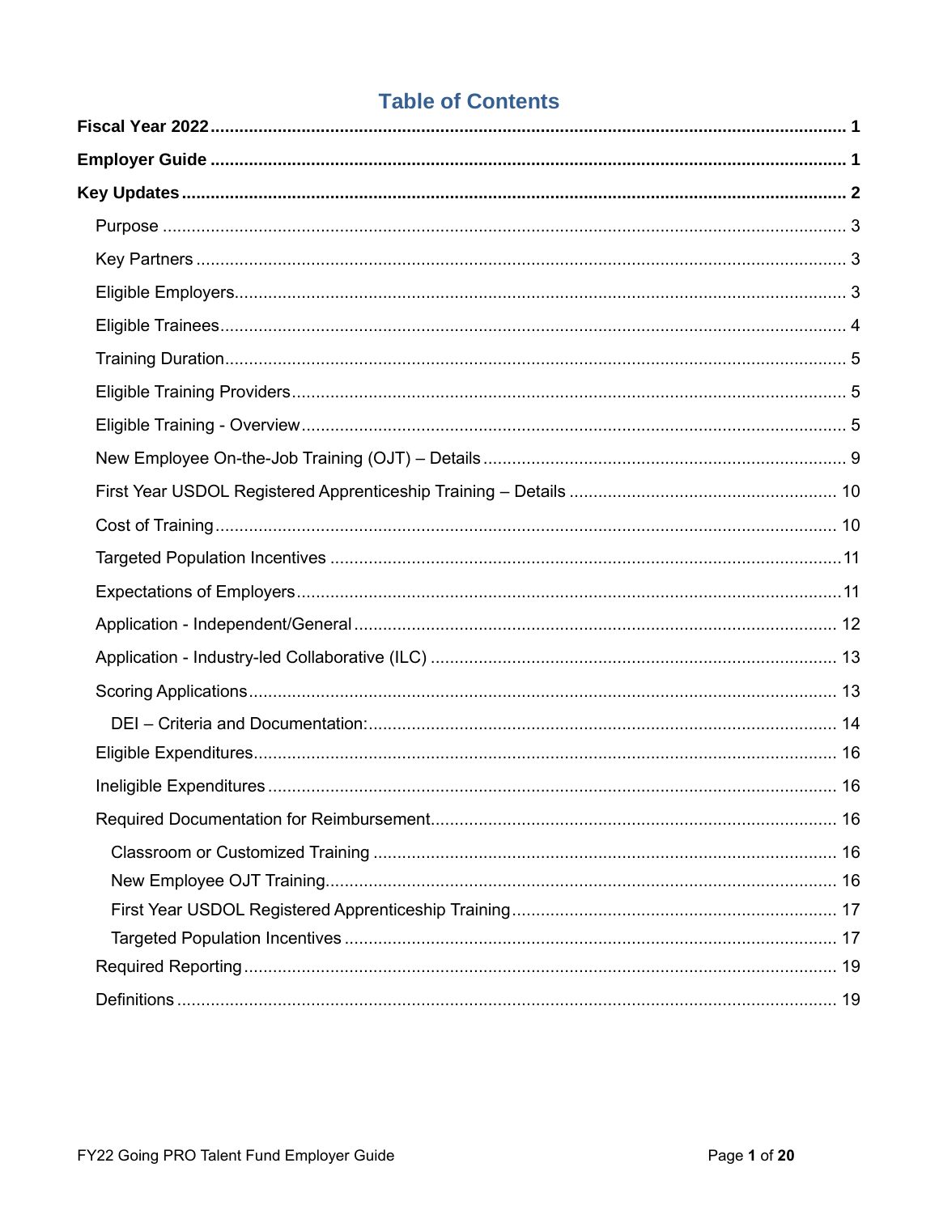# Table of Contents

**Fiscal Year 2022** .......... **1**

**Employer Guide** .......... **1**

**Key Updates** .......... **2**

- Purpose .......... 3
- Key Partners .......... 3
- Eligible Employers .......... 3
- Eligible Trainees .......... 4
- Training Duration .......... 5
- Eligible Training Providers .......... 5
- Eligible Training - Overview .......... 5
- New Employee On-the-Job Training (OJT) – Details .......... 9
- First Year USDOL Registered Apprenticeship Training – Details .......... 10
- Cost of Training .......... 10
- Targeted Population Incentives .......... 11
- Expectations of Employers .......... 11
- Application - Independent/General .......... 12
- Application - Industry-led Collaborative (ILC) .......... 13
- Scoring Applications .......... 13
  - DEI – Criteria and Documentation: .......... 14
- Eligible Expenditures .......... 16
- Ineligible Expenditures .......... 16
- Required Documentation for Reimbursement .......... 16
  - Classroom or Customized Training .......... 16
  - New Employee OJT Training .......... 16
  - First Year USDOL Registered Apprenticeship Training .......... 17
  - Targeted Population Incentives .......... 17
- Required Reporting .......... 19
- Definitions .......... 19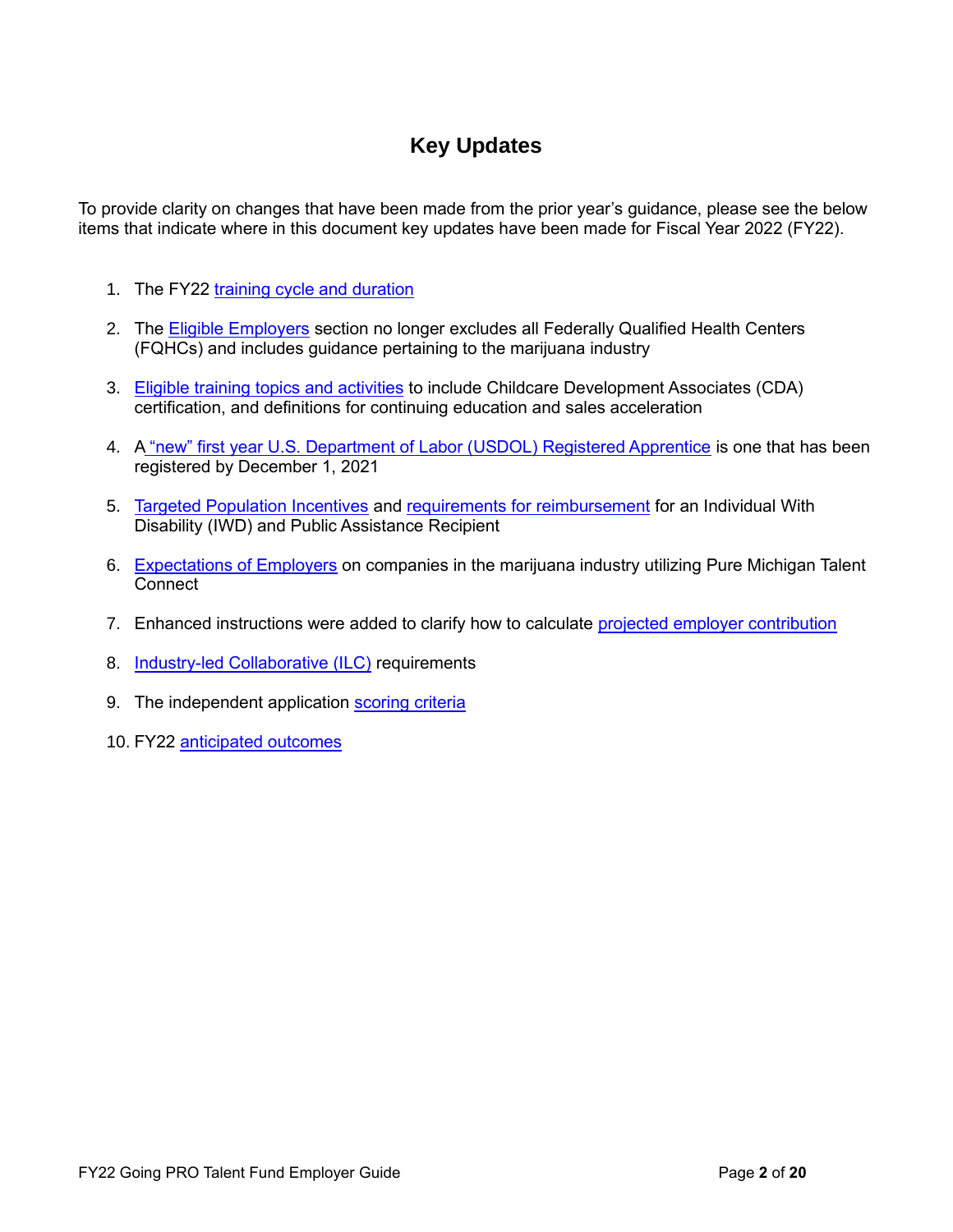## Key Updates

To provide clarity on changes that have been made from the prior year's guidance, please see the below items that indicate where in this document key updates have been made for Fiscal Year 2022 (FY22).

1. The FY22 training cycle and duration
2. The Eligible Employers section no longer excludes all Federally Qualified Health Centers (FQHCs) and includes guidance pertaining to the marijuana industry
3. Eligible training topics and activities to include Childcare Development Associates (CDA) certification, and definitions for continuing education and sales acceleration
4. A "new" first year U.S. Department of Labor (USDOL) Registered Apprentice is one that has been registered by December 1, 2021
5. Targeted Population Incentives and requirements for reimbursement for an Individual With Disability (IWD) and Public Assistance Recipient
6. Expectations of Employers on companies in the marijuana industry utilizing Pure Michigan Talent Connect
7. Enhanced instructions were added to clarify how to calculate projected employer contribution
8. Industry-led Collaborative (ILC) requirements
9. The independent application scoring criteria
10. FY22 anticipated outcomes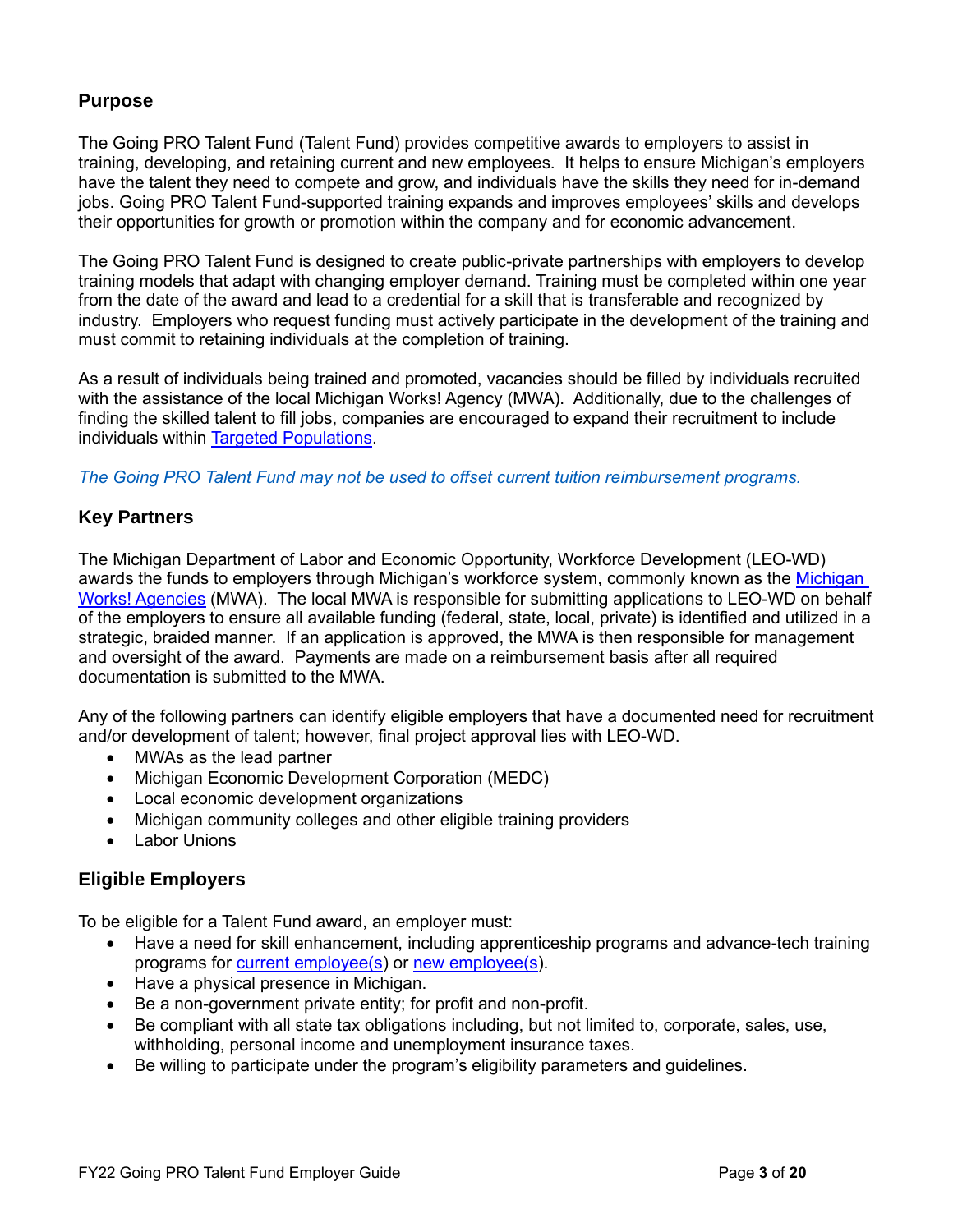## Purpose

The Going PRO Talent Fund (Talent Fund) provides competitive awards to employers to assist in training, developing, and retaining current and new employees. It helps to ensure Michigan's employers have the talent they need to compete and grow, and individuals have the skills they need for in-demand jobs. Going PRO Talent Fund-supported training expands and improves employees' skills and develops their opportunities for growth or promotion within the company and for economic advancement.

The Going PRO Talent Fund is designed to create public-private partnerships with employers to develop training models that adapt with changing employer demand. Training must be completed within one year from the date of the award and lead to a credential for a skill that is transferable and recognized by industry. Employers who request funding must actively participate in the development of the training and must commit to retaining individuals at the completion of training.

As a result of individuals being trained and promoted, vacancies should be filled by individuals recruited with the assistance of the local Michigan Works! Agency (MWA). Additionally, due to the challenges of finding the skilled talent to fill jobs, companies are encouraged to expand their recruitment to include individuals within [Targeted Populations](#).

*The Going PRO Talent Fund may not be used to offset current tuition reimbursement programs.*

## Key Partners

The Michigan Department of Labor and Economic Opportunity, Workforce Development (LEO-WD) awards the funds to employers through Michigan's workforce system, commonly known as the [Michigan Works! Agencies](#) (MWA). The local MWA is responsible for submitting applications to LEO-WD on behalf of the employers to ensure all available funding (federal, state, local, private) is identified and utilized in a strategic, braided manner. If an application is approved, the MWA is then responsible for management and oversight of the award. Payments are made on a reimbursement basis after all required documentation is submitted to the MWA.

Any of the following partners can identify eligible employers that have a documented need for recruitment and/or development of talent; however, final project approval lies with LEO-WD.

- MWAs as the lead partner
- Michigan Economic Development Corporation (MEDC)
- Local economic development organizations
- Michigan community colleges and other eligible training providers
- Labor Unions

## Eligible Employers

To be eligible for a Talent Fund award, an employer must:

- Have a need for skill enhancement, including apprenticeship programs and advance-tech training programs for [current employee(s)](#) or [new employee(s)](#).
- Have a physical presence in Michigan.
- Be a non-government private entity; for profit and non-profit.
- Be compliant with all state tax obligations including, but not limited to, corporate, sales, use, withholding, personal income and unemployment insurance taxes.
- Be willing to participate under the program's eligibility parameters and guidelines.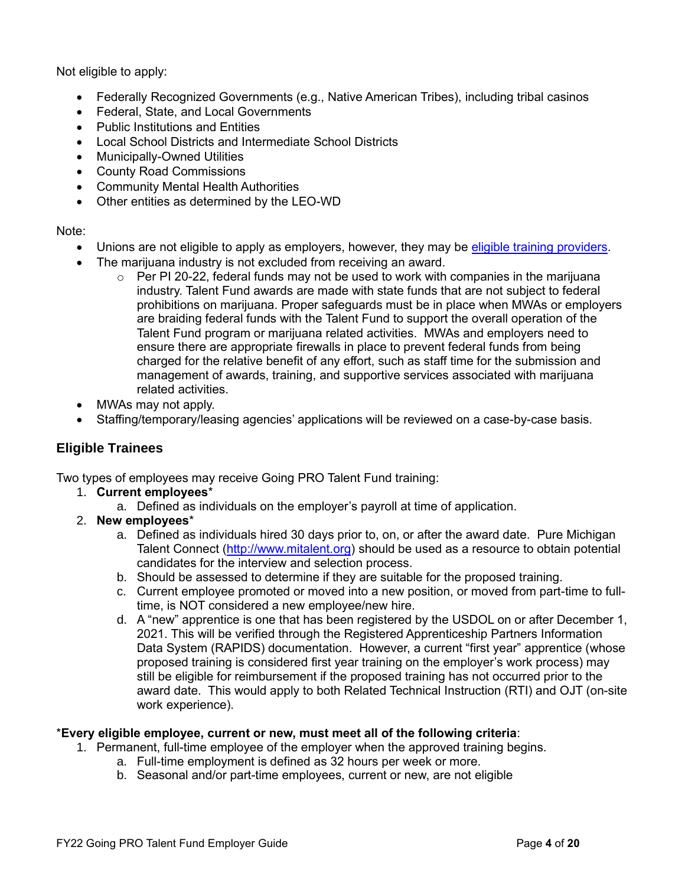Not eligible to apply:

- Federally Recognized Governments (e.g., Native American Tribes), including tribal casinos
- Federal, State, and Local Governments
- Public Institutions and Entities
- Local School Districts and Intermediate School Districts
- Municipally-Owned Utilities
- County Road Commissions
- Community Mental Health Authorities
- Other entities as determined by the LEO-WD

Note:

- Unions are not eligible to apply as employers, however, they may be [eligible training providers](#).
- The marijuana industry is not excluded from receiving an award.
    - Per PI 20-22, federal funds may not be used to work with companies in the marijuana industry. Talent Fund awards are made with state funds that are not subject to federal prohibitions on marijuana. Proper safeguards must be in place when MWAs or employers are braiding federal funds with the Talent Fund to support the overall operation of the Talent Fund program or marijuana related activities. MWAs and employers need to ensure there are appropriate firewalls in place to prevent federal funds from being charged for the relative benefit of any effort, such as staff time for the submission and management of awards, training, and supportive services associated with marijuana related activities.
- MWAs may not apply.
- Staffing/temporary/leasing agencies' applications will be reviewed on a case-by-case basis.

## Eligible Trainees

Two types of employees may receive Going PRO Talent Fund training:

1. **Current employees***
    a. Defined as individuals on the employer's payroll at time of application.
2. **New employees***
    a. Defined as individuals hired 30 days prior to, on, or after the award date. Pure Michigan Talent Connect (http://www.mitalent.org) should be used as a resource to obtain potential candidates for the interview and selection process.
    b. Should be assessed to determine if they are suitable for the proposed training.
    c. Current employee promoted or moved into a new position, or moved from part-time to full-time, is NOT considered a new employee/new hire.
    d. A "new" apprentice is one that has been registered by the USDOL on or after December 1, 2021. This will be verified through the Registered Apprenticeship Partners Information Data System (RAPIDS) documentation. However, a current "first year" apprentice (whose proposed training is considered first year training on the employer's work process) may still be eligible for reimbursement if the proposed training has not occurred prior to the award date. This would apply to both Related Technical Instruction (RTI) and OJT (on-site work experience).

***Every eligible employee, current or new, must meet all of the following criteria**:

1. Permanent, full-time employee of the employer when the approved training begins.
    a. Full-time employment is defined as 32 hours per week or more.
    b. Seasonal and/or part-time employees, current or new, are not eligible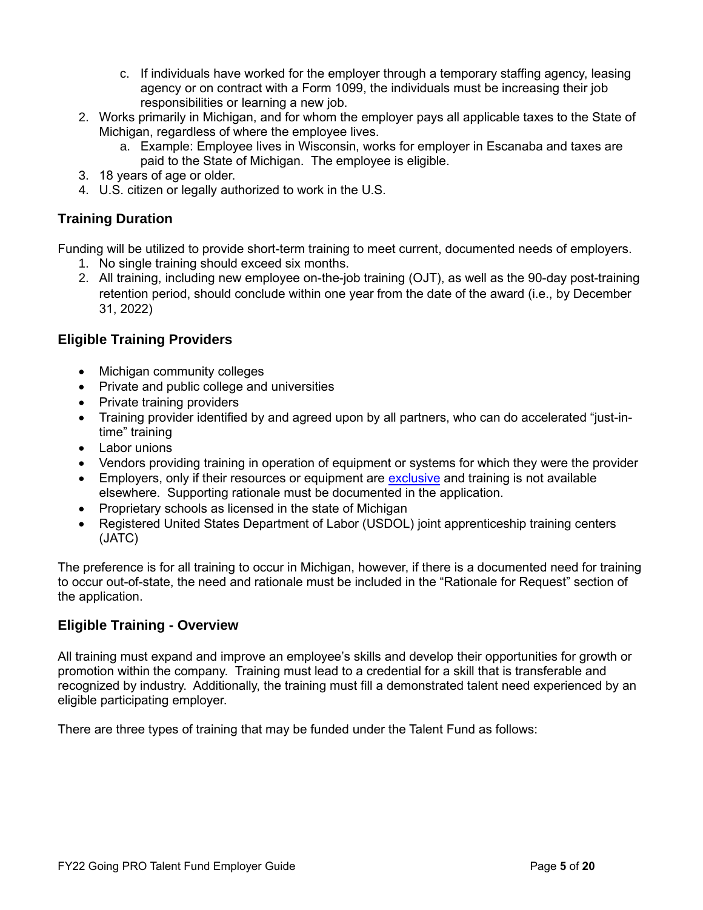c. If individuals have worked for the employer through a temporary staffing agency, leasing agency or on contract with a Form 1099, the individuals must be increasing their job responsibilities or learning a new job.

2. Works primarily in Michigan, and for whom the employer pays all applicable taxes to the State of Michigan, regardless of where the employee lives.
    a. Example: Employee lives in Wisconsin, works for employer in Escanaba and taxes are paid to the State of Michigan. The employee is eligible.
3. 18 years of age or older.
4. U.S. citizen or legally authorized to work in the U.S.

### Training Duration

Funding will be utilized to provide short-term training to meet current, documented needs of employers.

1. No single training should exceed six months.
2. All training, including new employee on-the-job training (OJT), as well as the 90-day post-training retention period, should conclude within one year from the date of the award (i.e., by December 31, 2022)

### Eligible Training Providers

- Michigan community colleges
- Private and public college and universities
- Private training providers
- Training provider identified by and agreed upon by all partners, who can do accelerated "just-in-time" training
- Labor unions
- Vendors providing training in operation of equipment or systems for which they were the provider
- Employers, only if their resources or equipment are exclusive and training is not available elsewhere. Supporting rationale must be documented in the application.
- Proprietary schools as licensed in the state of Michigan
- Registered United States Department of Labor (USDOL) joint apprenticeship training centers (JATC)

The preference is for all training to occur in Michigan, however, if there is a documented need for training to occur out-of-state, the need and rationale must be included in the "Rationale for Request" section of the application.

### Eligible Training - Overview

All training must expand and improve an employee's skills and develop their opportunities for growth or promotion within the company. Training must lead to a credential for a skill that is transferable and recognized by industry. Additionally, the training must fill a demonstrated talent need experienced by an eligible participating employer.

There are three types of training that may be funded under the Talent Fund as follows: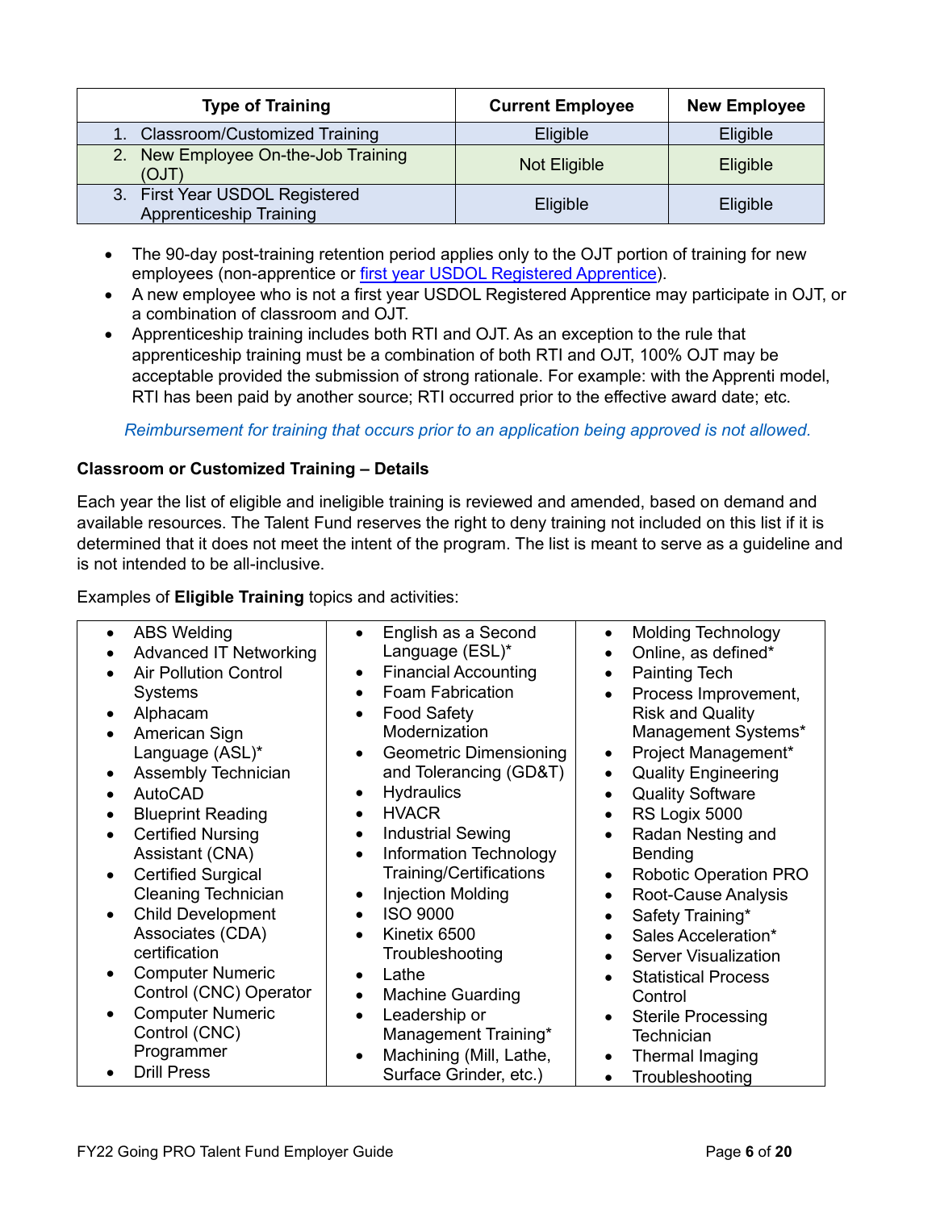| Type of Training | Current Employee | New Employee |
| --- | --- | --- |
| 1. Classroom/Customized Training | Eligible | Eligible |
| 2. New Employee On-the-Job Training (OJT) | Not Eligible | Eligible |
| 3. First Year USDOL Registered Apprenticeship Training | Eligible | Eligible |

- The 90-day post-training retention period applies only to the OJT portion of training for new employees (non-apprentice or [first year USDOL Registered Apprentice]).
- A new employee who is not a first year USDOL Registered Apprentice may participate in OJT, or a combination of classroom and OJT.
- Apprenticeship training includes both RTI and OJT. As an exception to the rule that apprenticeship training must be a combination of both RTI and OJT, 100% OJT may be acceptable provided the submission of strong rationale. For example: with the Apprenti model, RTI has been paid by another source; RTI occurred prior to the effective award date; etc.

*Reimbursement for training that occurs prior to an application being approved is not allowed.*

**Classroom or Customized Training – Details**

Each year the list of eligible and ineligible training is reviewed and amended, based on demand and available resources. The Talent Fund reserves the right to deny training not included on this list if it is determined that it does not meet the intent of the program. The list is meant to serve as a guideline and is not intended to be all-inclusive.

Examples of **Eligible Training** topics and activities:

- ABS Welding
- Advanced IT Networking
- Air Pollution Control Systems
- Alphacam
- American Sign Language (ASL)*
- Assembly Technician
- AutoCAD
- Blueprint Reading
- Certified Nursing Assistant (CNA)
- Certified Surgical Cleaning Technician
- Child Development Associates (CDA) certification
- Computer Numeric Control (CNC) Operator
- Computer Numeric Control (CNC) Programmer
- Drill Press
- English as a Second Language (ESL)*
- Financial Accounting
- Foam Fabrication
- Food Safety Modernization
- Geometric Dimensioning and Tolerancing (GD&T)
- Hydraulics
- HVACR
- Industrial Sewing
- Information Technology Training/Certifications
- Injection Molding
- ISO 9000
- Kinetix 6500 Troubleshooting
- Lathe
- Machine Guarding
- Leadership or Management Training*
- Machining (Mill, Lathe, Surface Grinder, etc.)
- Molding Technology
- Online, as defined*
- Painting Tech
- Process Improvement, Risk and Quality Management Systems*
- Project Management*
- Quality Engineering
- Quality Software
- RS Logix 5000
- Radan Nesting and Bending
- Robotic Operation PRO
- Root-Cause Analysis
- Safety Training*
- Sales Acceleration*
- Server Visualization
- Statistical Process Control
- Sterile Processing Technician
- Thermal Imaging
- Troubleshooting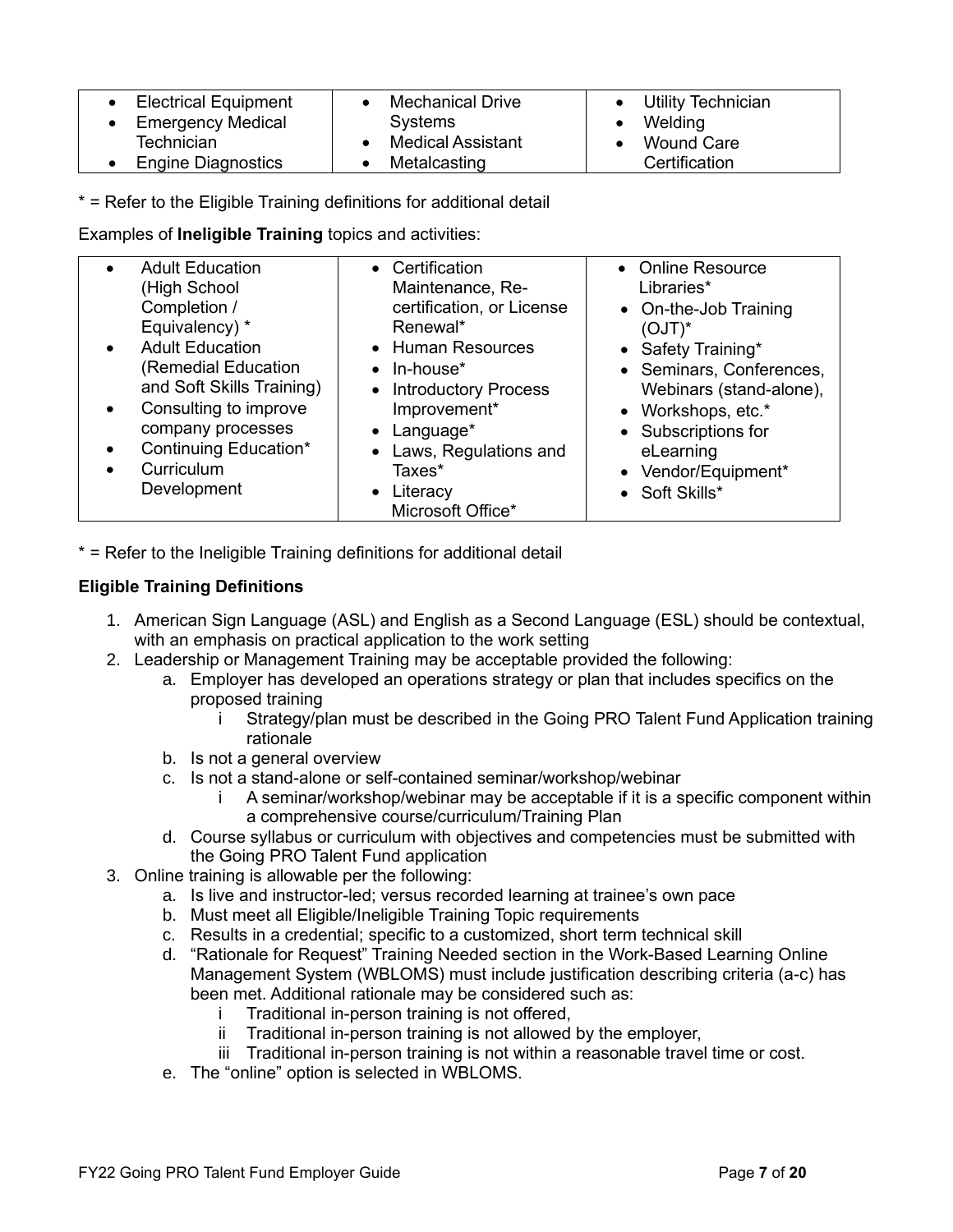| | | |
|---|---|---|
| • Electrical Equipment<br>• Emergency Medical Technician<br>• Engine Diagnostics | • Mechanical Drive Systems<br>• Medical Assistant<br>• Metalcasting | • Utility Technician<br>• Welding<br>• Wound Care Certification |

* = Refer to the Eligible Training definitions for additional detail

Examples of **Ineligible Training** topics and activities:

| | | |
|---|---|---|
| • Adult Education (High School Completion / Equivalency) *<br>• Adult Education (Remedial Education and Soft Skills Training)<br>• Consulting to improve company processes<br>• Continuing Education*<br>• Curriculum Development | • Certification Maintenance, Re-certification, or License Renewal*<br>• Human Resources<br>• In-house*<br>• Introductory Process Improvement*<br>• Language*<br>• Laws, Regulations and Taxes*<br>• Literacy Microsoft Office* | • Online Resource Libraries*<br>• On-the-Job Training (OJT)*<br>• Safety Training*<br>• Seminars, Conferences, Webinars (stand-alone),<br>• Workshops, etc.*<br>• Subscriptions for eLearning<br>• Vendor/Equipment*<br>• Soft Skills* |

* = Refer to the Ineligible Training definitions for additional detail

**Eligible Training Definitions**

1. American Sign Language (ASL) and English as a Second Language (ESL) should be contextual, with an emphasis on practical application to the work setting
2. Leadership or Management Training may be acceptable provided the following:
   a. Employer has developed an operations strategy or plan that includes specifics on the proposed training
      i Strategy/plan must be described in the Going PRO Talent Fund Application training rationale
   b. Is not a general overview
   c. Is not a stand-alone or self-contained seminar/workshop/webinar
      i A seminar/workshop/webinar may be acceptable if it is a specific component within a comprehensive course/curriculum/Training Plan
   d. Course syllabus or curriculum with objectives and competencies must be submitted with the Going PRO Talent Fund application
3. Online training is allowable per the following:
   a. Is live and instructor-led; versus recorded learning at trainee's own pace
   b. Must meet all Eligible/Ineligible Training Topic requirements
   c. Results in a credential; specific to a customized, short term technical skill
   d. "Rationale for Request" Training Needed section in the Work-Based Learning Online Management System (WBLOMS) must include justification describing criteria (a-c) has been met. Additional rationale may be considered such as:
      i Traditional in-person training is not offered,
      ii Traditional in-person training is not allowed by the employer,
      iii Traditional in-person training is not within a reasonable travel time or cost.
   e. The "online" option is selected in WBLOMS.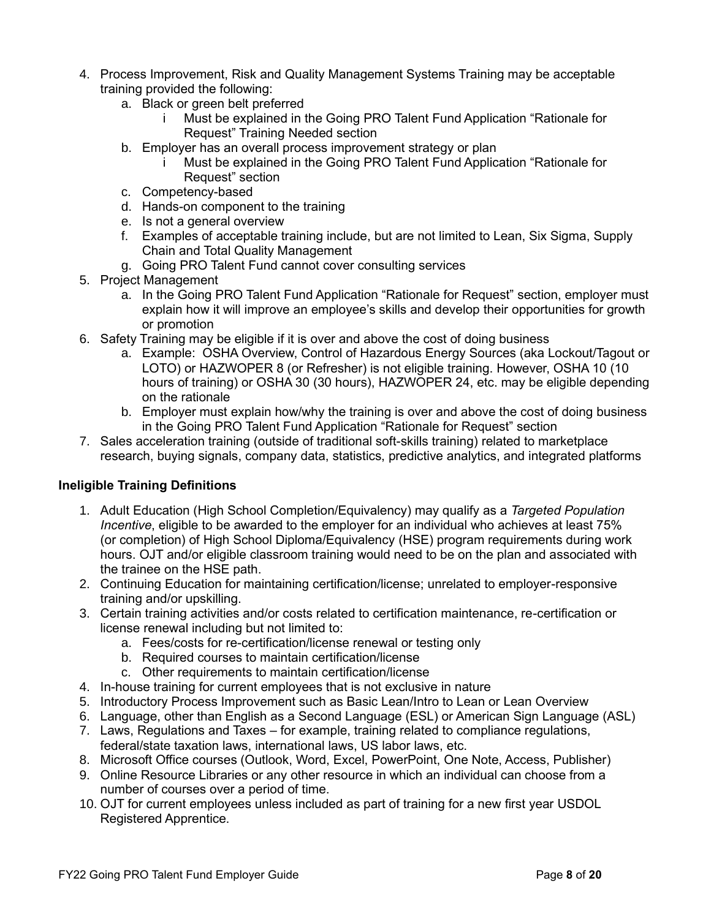4. Process Improvement, Risk and Quality Management Systems Training may be acceptable training provided the following:
    a. Black or green belt preferred
        i Must be explained in the Going PRO Talent Fund Application "Rationale for Request" Training Needed section
    b. Employer has an overall process improvement strategy or plan
        i Must be explained in the Going PRO Talent Fund Application "Rationale for Request" section
    c. Competency-based
    d. Hands-on component to the training
    e. Is not a general overview
    f. Examples of acceptable training include, but are not limited to Lean, Six Sigma, Supply Chain and Total Quality Management
    g. Going PRO Talent Fund cannot cover consulting services
5. Project Management
    a. In the Going PRO Talent Fund Application "Rationale for Request" section, employer must explain how it will improve an employee's skills and develop their opportunities for growth or promotion
6. Safety Training may be eligible if it is over and above the cost of doing business
    a. Example: OSHA Overview, Control of Hazardous Energy Sources (aka Lockout/Tagout or LOTO) or HAZWOPER 8 (or Refresher) is not eligible training. However, OSHA 10 (10 hours of training) or OSHA 30 (30 hours), HAZWOPER 24, etc. may be eligible depending on the rationale
    b. Employer must explain how/why the training is over and above the cost of doing business in the Going PRO Talent Fund Application "Rationale for Request" section
7. Sales acceleration training (outside of traditional soft-skills training) related to marketplace research, buying signals, company data, statistics, predictive analytics, and integrated platforms

**Ineligible Training Definitions**

1. Adult Education (High School Completion/Equivalency) may qualify as a *Targeted Population Incentive*, eligible to be awarded to the employer for an individual who achieves at least 75% (or completion) of High School Diploma/Equivalency (HSE) program requirements during work hours. OJT and/or eligible classroom training would need to be on the plan and associated with the trainee on the HSE path.
2. Continuing Education for maintaining certification/license; unrelated to employer-responsive training and/or upskilling.
3. Certain training activities and/or costs related to certification maintenance, re-certification or license renewal including but not limited to:
    a. Fees/costs for re-certification/license renewal or testing only
    b. Required courses to maintain certification/license
    c. Other requirements to maintain certification/license
4. In-house training for current employees that is not exclusive in nature
5. Introductory Process Improvement such as Basic Lean/Intro to Lean or Lean Overview
6. Language, other than English as a Second Language (ESL) or American Sign Language (ASL)
7. Laws, Regulations and Taxes – for example, training related to compliance regulations, federal/state taxation laws, international laws, US labor laws, etc.
8. Microsoft Office courses (Outlook, Word, Excel, PowerPoint, One Note, Access, Publisher)
9. Online Resource Libraries or any other resource in which an individual can choose from a number of courses over a period of time.
10. OJT for current employees unless included as part of training for a new first year USDOL Registered Apprentice.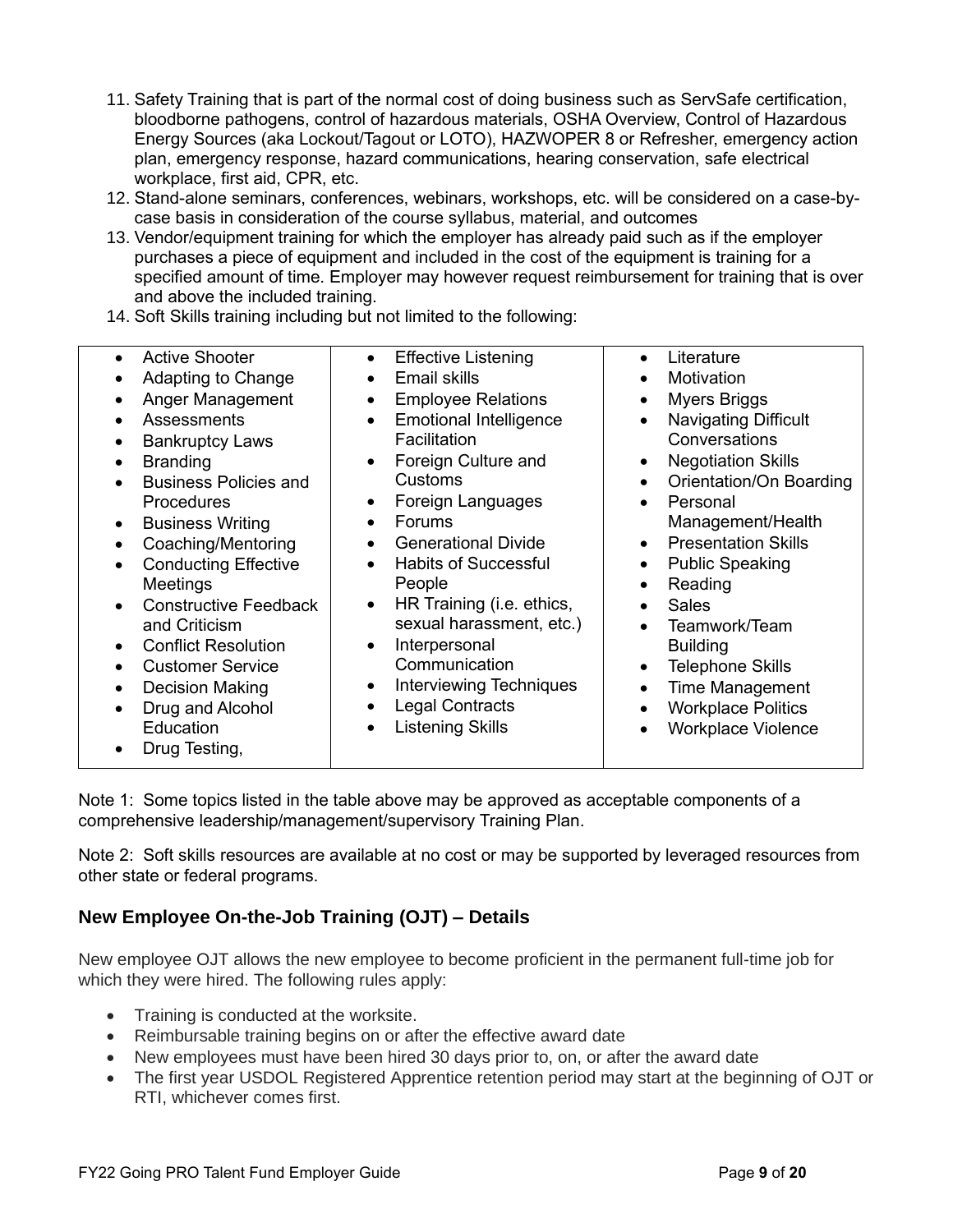11. Safety Training that is part of the normal cost of doing business such as ServSafe certification, bloodborne pathogens, control of hazardous materials, OSHA Overview, Control of Hazardous Energy Sources (aka Lockout/Tagout or LOTO), HAZWOPER 8 or Refresher, emergency action plan, emergency response, hazard communications, hearing conservation, safe electrical workplace, first aid, CPR, etc.
12. Stand-alone seminars, conferences, webinars, workshops, etc. will be considered on a case-by-case basis in consideration of the course syllabus, material, and outcomes
13. Vendor/equipment training for which the employer has already paid such as if the employer purchases a piece of equipment and included in the cost of the equipment is training for a specified amount of time. Employer may however request reimbursement for training that is over and above the included training.
14. Soft Skills training including but not limited to the following:

| | | |
|---|---|---|
| • Active Shooter<br>• Adapting to Change<br>• Anger Management<br>• Assessments<br>• Bankruptcy Laws<br>• Branding<br>• Business Policies and Procedures<br>• Business Writing<br>• Coaching/Mentoring<br>• Conducting Effective Meetings<br>• Constructive Feedback and Criticism<br>• Conflict Resolution<br>• Customer Service<br>• Decision Making<br>• Drug and Alcohol Education<br>• Drug Testing, | • Effective Listening<br>• Email skills<br>• Employee Relations<br>• Emotional Intelligence Facilitation<br>• Foreign Culture and Customs<br>• Foreign Languages<br>• Forums<br>• Generational Divide<br>• Habits of Successful People<br>• HR Training (i.e. ethics, sexual harassment, etc.)<br>• Interpersonal Communication<br>• Interviewing Techniques<br>• Legal Contracts<br>• Listening Skills | • Literature<br>• Motivation<br>• Myers Briggs<br>• Navigating Difficult Conversations<br>• Negotiation Skills<br>• Orientation/On Boarding<br>• Personal Management/Health<br>• Presentation Skills<br>• Public Speaking<br>• Reading<br>• Sales<br>• Teamwork/Team Building<br>• Telephone Skills<br>• Time Management<br>• Workplace Politics<br>• Workplace Violence |

Note 1: Some topics listed in the table above may be approved as acceptable components of a comprehensive leadership/management/supervisory Training Plan.

Note 2: Soft skills resources are available at no cost or may be supported by leveraged resources from other state or federal programs.

## New Employee On-the-Job Training (OJT) – Details

New employee OJT allows the new employee to become proficient in the permanent full-time job for which they were hired. The following rules apply:

- Training is conducted at the worksite.
- Reimbursable training begins on or after the effective award date
- New employees must have been hired 30 days prior to, on, or after the award date
- The first year USDOL Registered Apprentice retention period may start at the beginning of OJT or RTI, whichever comes first.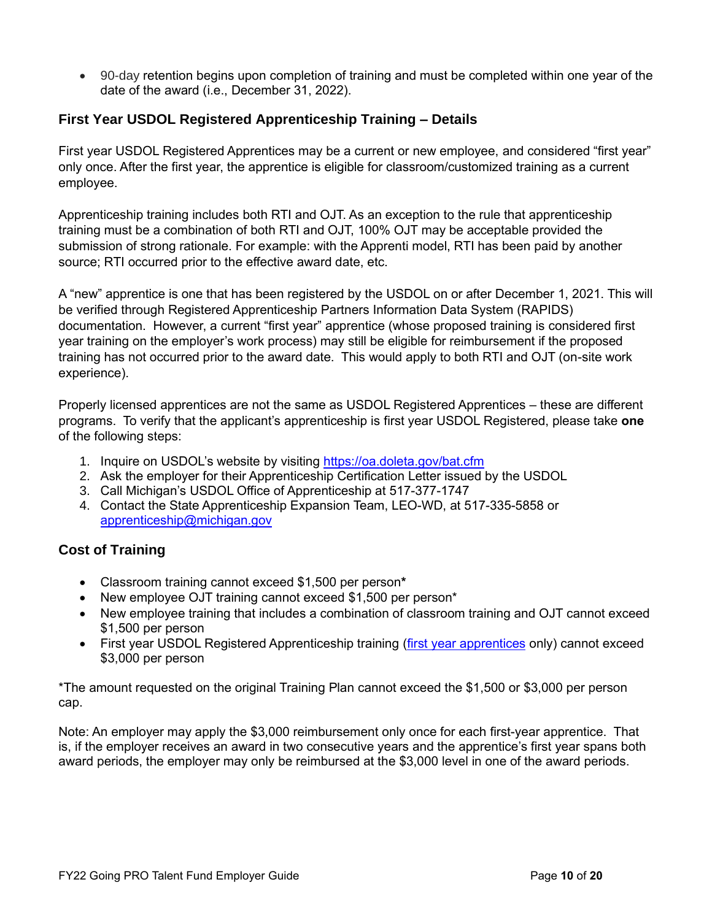- 90-day retention begins upon completion of training and must be completed within one year of the date of the award (i.e., December 31, 2022).

### First Year USDOL Registered Apprenticeship Training – Details

First year USDOL Registered Apprentices may be a current or new employee, and considered "first year" only once. After the first year, the apprentice is eligible for classroom/customized training as a current employee.

Apprenticeship training includes both RTI and OJT. As an exception to the rule that apprenticeship training must be a combination of both RTI and OJT, 100% OJT may be acceptable provided the submission of strong rationale. For example: with the Apprenti model, RTI has been paid by another source; RTI occurred prior to the effective award date, etc.

A "new" apprentice is one that has been registered by the USDOL on or after December 1, 2021. This will be verified through Registered Apprenticeship Partners Information Data System (RAPIDS) documentation. However, a current "first year" apprentice (whose proposed training is considered first year training on the employer's work process) may still be eligible for reimbursement if the proposed training has not occurred prior to the award date. This would apply to both RTI and OJT (on-site work experience).

Properly licensed apprentices are not the same as USDOL Registered Apprentices – these are different programs. To verify that the applicant's apprenticeship is first year USDOL Registered, please take **one** of the following steps:

1. Inquire on USDOL's website by visiting [https://oa.doleta.gov/bat.cfm](https://oa.doleta.gov/bat.cfm)
2. Ask the employer for their Apprenticeship Certification Letter issued by the USDOL
3. Call Michigan's USDOL Office of Apprenticeship at 517-377-1747
4. Contact the State Apprenticeship Expansion Team, LEO-WD, at 517-335-5858 or [apprenticeship@michigan.gov](mailto:apprenticeship@michigan.gov)

### Cost of Training

- Classroom training cannot exceed $1,500 per person**\***
- New employee OJT training cannot exceed $1,500 per person*
- New employee training that includes a combination of classroom training and OJT cannot exceed $1,500 per person
- First year USDOL Registered Apprenticeship training (first year apprentices only) cannot exceed $3,000 per person

*The amount requested on the original Training Plan cannot exceed the $1,500 or $3,000 per person cap.

Note: An employer may apply the $3,000 reimbursement only once for each first-year apprentice. That is, if the employer receives an award in two consecutive years and the apprentice's first year spans both award periods, the employer may only be reimbursed at the $3,000 level in one of the award periods.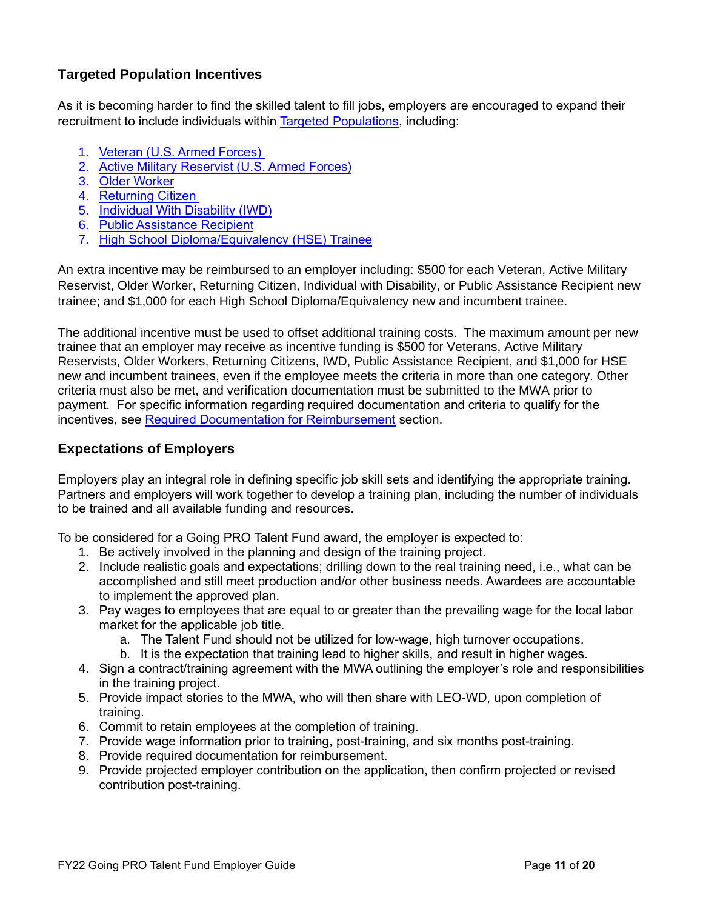### Targeted Population Incentives

As it is becoming harder to find the skilled talent to fill jobs, employers are encouraged to expand their recruitment to include individuals within Targeted Populations, including:

1. Veteran (U.S. Armed Forces)
2. Active Military Reservist (U.S. Armed Forces)
3. Older Worker
4. Returning Citizen
5. Individual With Disability (IWD)
6. Public Assistance Recipient
7. High School Diploma/Equivalency (HSE) Trainee

An extra incentive may be reimbursed to an employer including: $500 for each Veteran, Active Military Reservist, Older Worker, Returning Citizen, Individual with Disability, or Public Assistance Recipient new trainee; and $1,000 for each High School Diploma/Equivalency new and incumbent trainee.

The additional incentive must be used to offset additional training costs. The maximum amount per new trainee that an employer may receive as incentive funding is $500 for Veterans, Active Military Reservists, Older Workers, Returning Citizens, IWD, Public Assistance Recipient, and $1,000 for HSE new and incumbent trainees, even if the employee meets the criteria in more than one category. Other criteria must also be met, and verification documentation must be submitted to the MWA prior to payment. For specific information regarding required documentation and criteria to qualify for the incentives, see Required Documentation for Reimbursement section.

### Expectations of Employers

Employers play an integral role in defining specific job skill sets and identifying the appropriate training. Partners and employers will work together to develop a training plan, including the number of individuals to be trained and all available funding and resources.

To be considered for a Going PRO Talent Fund award, the employer is expected to:

1. Be actively involved in the planning and design of the training project.
2. Include realistic goals and expectations; drilling down to the real training need, i.e., what can be accomplished and still meet production and/or other business needs. Awardees are accountable to implement the approved plan.
3. Pay wages to employees that are equal to or greater than the prevailing wage for the local labor market for the applicable job title.
    a. The Talent Fund should not be utilized for low-wage, high turnover occupations.
    b. It is the expectation that training lead to higher skills, and result in higher wages.
4. Sign a contract/training agreement with the MWA outlining the employer's role and responsibilities in the training project.
5. Provide impact stories to the MWA, who will then share with LEO-WD, upon completion of training.
6. Commit to retain employees at the completion of training.
7. Provide wage information prior to training, post-training, and six months post-training.
8. Provide required documentation for reimbursement.
9. Provide projected employer contribution on the application, then confirm projected or revised contribution post-training.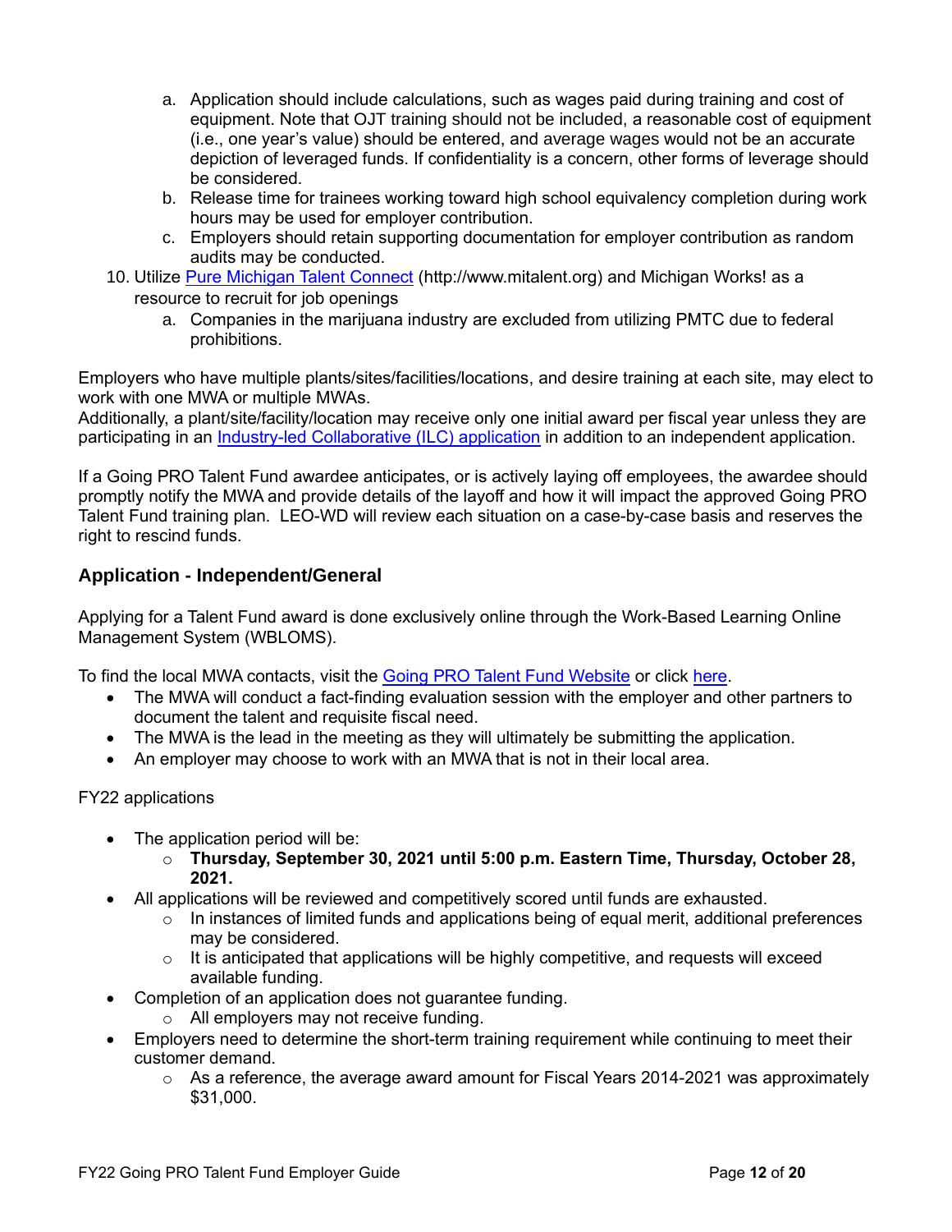a. Application should include calculations, such as wages paid during training and cost of equipment. Note that OJT training should not be included, a reasonable cost of equipment (i.e., one year's value) should be entered, and average wages would not be an accurate depiction of leveraged funds. If confidentiality is a concern, other forms of leverage should be considered.
   b. Release time for trainees working toward high school equivalency completion during work hours may be used for employer contribution.
   c. Employers should retain supporting documentation for employer contribution as random audits may be conducted.
10. Utilize [Pure Michigan Talent Connect](http://www.mitalent.org) (http://www.mitalent.org) and Michigan Works! as a resource to recruit for job openings
   a. Companies in the marijuana industry are excluded from utilizing PMTC due to federal prohibitions.

Employers who have multiple plants/sites/facilities/locations, and desire training at each site, may elect to work with one MWA or multiple MWAs.
Additionally, a plant/site/facility/location may receive only one initial award per fiscal year unless they are participating in an Industry-led Collaborative (ILC) application in addition to an independent application.

If a Going PRO Talent Fund awardee anticipates, or is actively laying off employees, the awardee should promptly notify the MWA and provide details of the layoff and how it will impact the approved Going PRO Talent Fund training plan. LEO-WD will review each situation on a case-by-case basis and reserves the right to rescind funds.

### Application - Independent/General

Applying for a Talent Fund award is done exclusively online through the Work-Based Learning Online Management System (WBLOMS).

To find the local MWA contacts, visit the Going PRO Talent Fund Website or click here.

- The MWA will conduct a fact-finding evaluation session with the employer and other partners to document the talent and requisite fiscal need.
- The MWA is the lead in the meeting as they will ultimately be submitting the application.
- An employer may choose to work with an MWA that is not in their local area.

FY22 applications

- The application period will be:
  - **Thursday, September 30, 2021 until 5:00 p.m. Eastern Time, Thursday, October 28, 2021.**
- All applications will be reviewed and competitively scored until funds are exhausted.
  - In instances of limited funds and applications being of equal merit, additional preferences may be considered.
  - It is anticipated that applications will be highly competitive, and requests will exceed available funding.
- Completion of an application does not guarantee funding.
  - All employers may not receive funding.
- Employers need to determine the short-term training requirement while continuing to meet their customer demand.
  - As a reference, the average award amount for Fiscal Years 2014-2021 was approximately $31,000.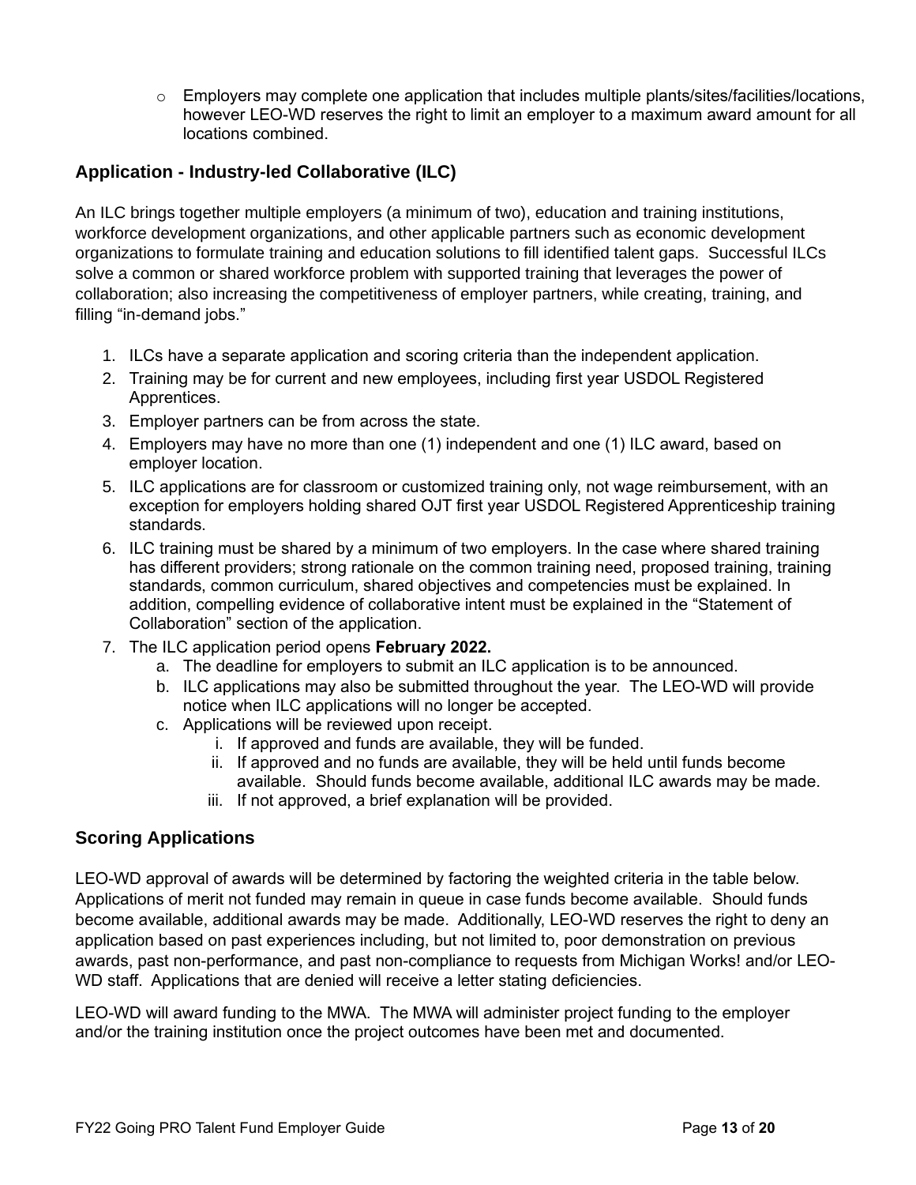- Employers may complete one application that includes multiple plants/sites/facilities/locations, however LEO-WD reserves the right to limit an employer to a maximum award amount for all locations combined.

### Application - Industry-led Collaborative (ILC)

An ILC brings together multiple employers (a minimum of two), education and training institutions, workforce development organizations, and other applicable partners such as economic development organizations to formulate training and education solutions to fill identified talent gaps. Successful ILCs solve a common or shared workforce problem with supported training that leverages the power of collaboration; also increasing the competitiveness of employer partners, while creating, training, and filling "in-demand jobs."

1. ILCs have a separate application and scoring criteria than the independent application.
2. Training may be for current and new employees, including first year USDOL Registered Apprentices.
3. Employer partners can be from across the state.
4. Employers may have no more than one (1) independent and one (1) ILC award, based on employer location.
5. ILC applications are for classroom or customized training only, not wage reimbursement, with an exception for employers holding shared OJT first year USDOL Registered Apprenticeship training standards.
6. ILC training must be shared by a minimum of two employers. In the case where shared training has different providers; strong rationale on the common training need, proposed training, training standards, common curriculum, shared objectives and competencies must be explained. In addition, compelling evidence of collaborative intent must be explained in the "Statement of Collaboration" section of the application.
7. The ILC application period opens **February 2022.**
   a. The deadline for employers to submit an ILC application is to be announced.
   b. ILC applications may also be submitted throughout the year. The LEO-WD will provide notice when ILC applications will no longer be accepted.
   c. Applications will be reviewed upon receipt.
      i. If approved and funds are available, they will be funded.
      ii. If approved and no funds are available, they will be held until funds become available. Should funds become available, additional ILC awards may be made.
      iii. If not approved, a brief explanation will be provided.

### Scoring Applications

LEO-WD approval of awards will be determined by factoring the weighted criteria in the table below. Applications of merit not funded may remain in queue in case funds become available. Should funds become available, additional awards may be made. Additionally, LEO-WD reserves the right to deny an application based on past experiences including, but not limited to, poor demonstration on previous awards, past non-performance, and past non-compliance to requests from Michigan Works! and/or LEO-WD staff. Applications that are denied will receive a letter stating deficiencies.

LEO-WD will award funding to the MWA. The MWA will administer project funding to the employer and/or the training institution once the project outcomes have been met and documented.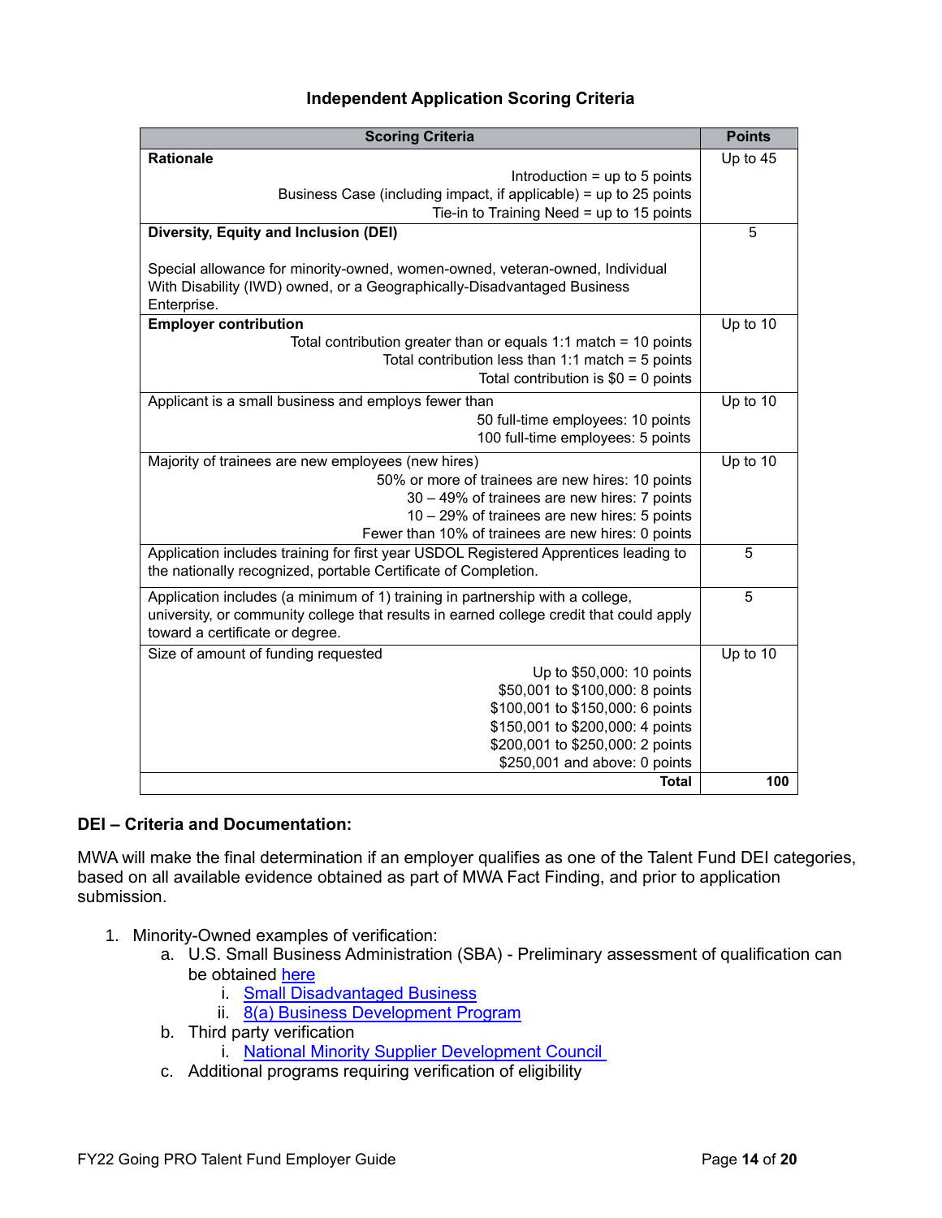### Independent Application Scoring Criteria

| Scoring Criteria | Points |
|---|---|
| **Rationale**<br>Introduction = up to 5 points<br>Business Case (including impact, if applicable) = up to 25 points<br>Tie-in to Training Need = up to 15 points | Up to 45 |
| **Diversity, Equity and Inclusion (DEI)**<br><br>Special allowance for minority-owned, women-owned, veteran-owned, Individual With Disability (IWD) owned, or a Geographically-Disadvantaged Business Enterprise. | 5 |
| **Employer contribution**<br>Total contribution greater than or equals 1:1 match = 10 points<br>Total contribution less than 1:1 match = 5 points<br>Total contribution is $0 = 0 points | Up to 10 |
| Applicant is a small business and employs fewer than<br>50 full-time employees: 10 points<br>100 full-time employees: 5 points | Up to 10 |
| Majority of trainees are new employees (new hires)<br>50% or more of trainees are new hires: 10 points<br>30 – 49% of trainees are new hires: 7 points<br>10 – 29% of trainees are new hires: 5 points<br>Fewer than 10% of trainees are new hires: 0 points | Up to 10 |
| Application includes training for first year USDOL Registered Apprentices leading to the nationally recognized, portable Certificate of Completion. | 5 |
| Application includes (a minimum of 1) training in partnership with a college, university, or community college that results in earned college credit that could apply toward a certificate or degree. | 5 |
| Size of amount of funding requested<br>Up to $50,000: 10 points<br>$50,001 to $100,000: 8 points<br>$100,001 to $150,000: 6 points<br>$150,001 to $200,000: 4 points<br>$200,001 to $250,000: 2 points<br>$250,001 and above: 0 points | Up to 10 |
| **Total** | **100** |

**DEI – Criteria and Documentation:**

MWA will make the final determination if an employer qualifies as one of the Talent Fund DEI categories, based on all available evidence obtained as part of MWA Fact Finding, and prior to application submission.

1. Minority-Owned examples of verification:
   a. U.S. Small Business Administration (SBA) - Preliminary assessment of qualification can be obtained here
      i. Small Disadvantaged Business
      ii. 8(a) Business Development Program
   b. Third party verification
      i. National Minority Supplier Development Council
   c. Additional programs requiring verification of eligibility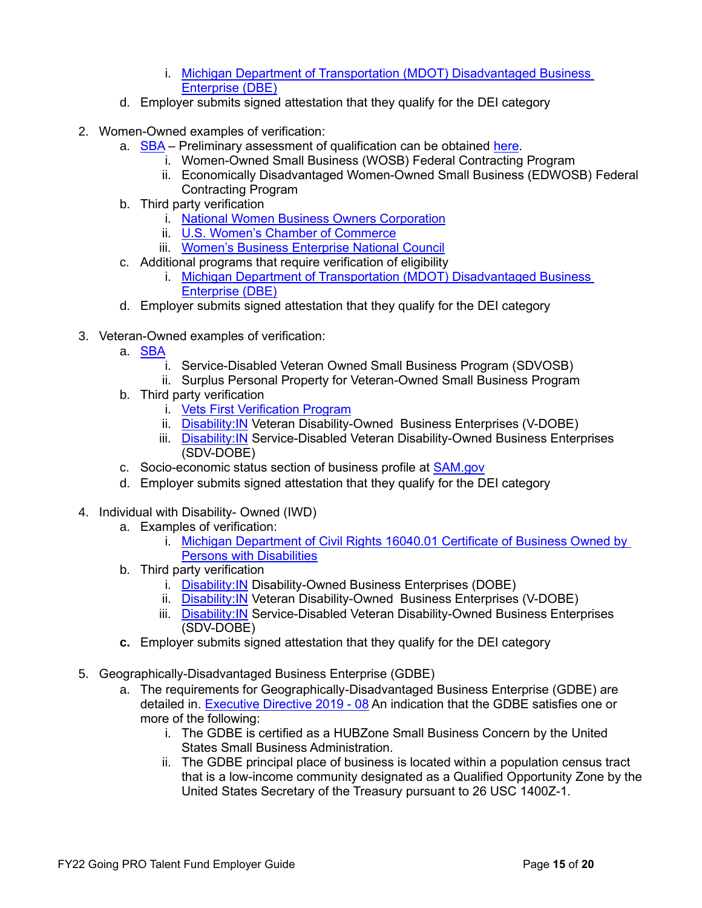i. Michigan Department of Transportation (MDOT) Disadvantaged Business Enterprise (DBE)
    d. Employer submits signed attestation that they qualify for the DEI category

2. Women-Owned examples of verification:
    a. SBA – Preliminary assessment of qualification can be obtained here.
        i. Women-Owned Small Business (WOSB) Federal Contracting Program
        ii. Economically Disadvantaged Women-Owned Small Business (EDWOSB) Federal Contracting Program
    b. Third party verification
        i. National Women Business Owners Corporation
        ii. U.S. Women's Chamber of Commerce
        iii. Women's Business Enterprise National Council
    c. Additional programs that require verification of eligibility
        i. Michigan Department of Transportation (MDOT) Disadvantaged Business Enterprise (DBE)
    d. Employer submits signed attestation that they qualify for the DEI category

3. Veteran-Owned examples of verification:
    a. SBA
        i. Service-Disabled Veteran Owned Small Business Program (SDVOSB)
        ii. Surplus Personal Property for Veteran-Owned Small Business Program
    b. Third party verification
        i. Vets First Verification Program
        ii. Disability:IN Veteran Disability-Owned Business Enterprises (V-DOBE)
        iii. Disability:IN Service-Disabled Veteran Disability-Owned Business Enterprises (SDV-DOBE)
    c. Socio-economic status section of business profile at SAM.gov
    d. Employer submits signed attestation that they qualify for the DEI category

4. Individual with Disability- Owned (IWD)
    a. Examples of verification:
        i. Michigan Department of Civil Rights 16040.01 Certificate of Business Owned by Persons with Disabilities
    b. Third party verification
        i. Disability:IN Disability-Owned Business Enterprises (DOBE)
        ii. Disability:IN Veteran Disability-Owned Business Enterprises (V-DOBE)
        iii. Disability:IN Service-Disabled Veteran Disability-Owned Business Enterprises (SDV-DOBE)
    **c.** Employer submits signed attestation that they qualify for the DEI category

5. Geographically-Disadvantaged Business Enterprise (GDBE)
    a. The requirements for Geographically-Disadvantaged Business Enterprise (GDBE) are detailed in. Executive Directive 2019 - 08 An indication that the GDBE satisfies one or more of the following:
        i. The GDBE is certified as a HUBZone Small Business Concern by the United States Small Business Administration.
        ii. The GDBE principal place of business is located within a population census tract that is a low-income community designated as a Qualified Opportunity Zone by the United States Secretary of the Treasury pursuant to 26 USC 1400Z-1.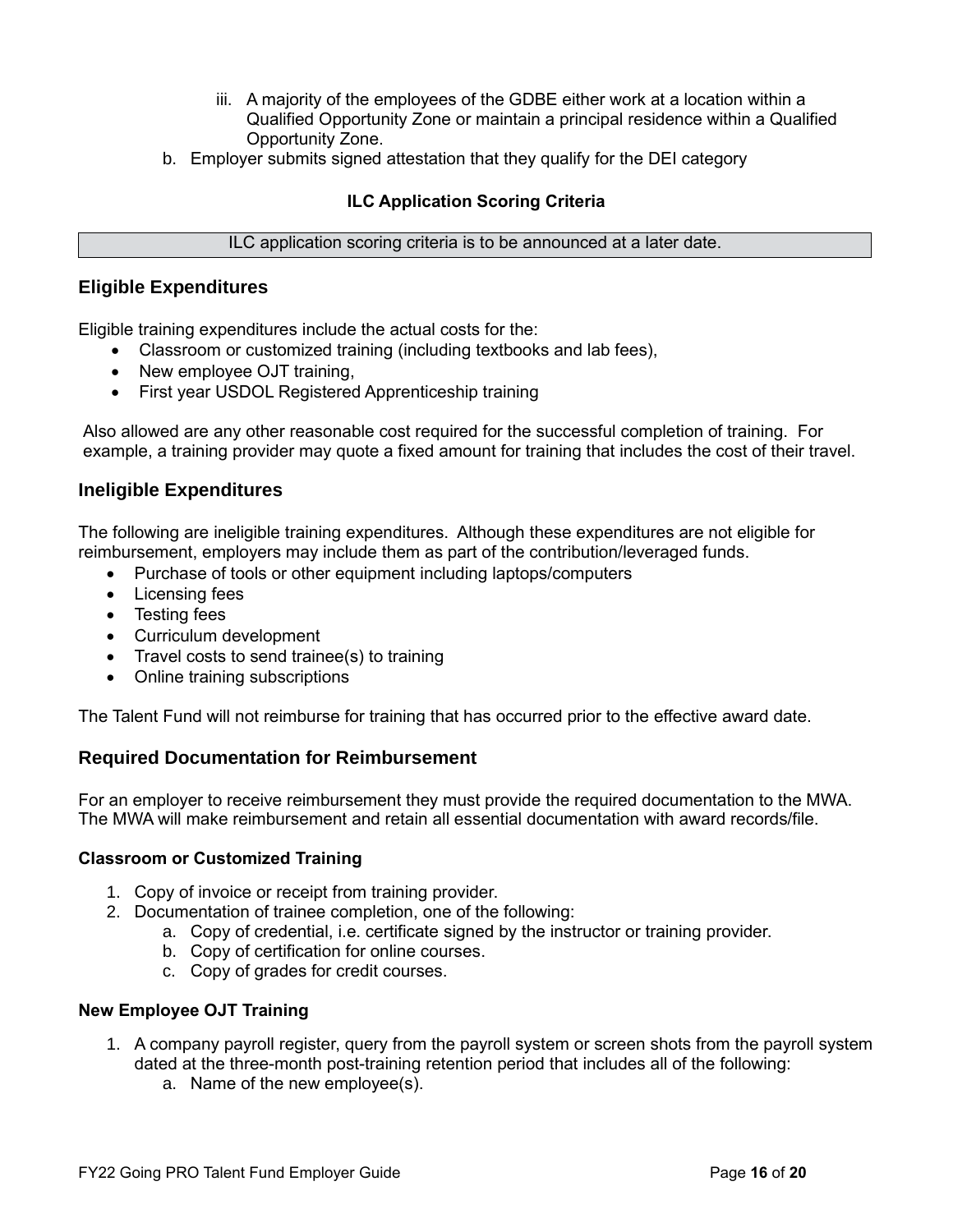iii. A majority of the employees of the GDBE either work at a location within a Qualified Opportunity Zone or maintain a principal residence within a Qualified Opportunity Zone.

b. Employer submits signed attestation that they qualify for the DEI category

**ILC Application Scoring Criteria**

| ILC application scoring criteria is to be announced at a later date. |
|---|

## Eligible Expenditures

Eligible training expenditures include the actual costs for the:

- Classroom or customized training (including textbooks and lab fees),
- New employee OJT training,
- First year USDOL Registered Apprenticeship training

Also allowed are any other reasonable cost required for the successful completion of training. For example, a training provider may quote a fixed amount for training that includes the cost of their travel.

## Ineligible Expenditures

The following are ineligible training expenditures. Although these expenditures are not eligible for reimbursement, employers may include them as part of the contribution/leveraged funds.

- Purchase of tools or other equipment including laptops/computers
- Licensing fees
- Testing fees
- Curriculum development
- Travel costs to send trainee(s) to training
- Online training subscriptions

The Talent Fund will not reimburse for training that has occurred prior to the effective award date.

## Required Documentation for Reimbursement

For an employer to receive reimbursement they must provide the required documentation to the MWA. The MWA will make reimbursement and retain all essential documentation with award records/file.

### Classroom or Customized Training

1. Copy of invoice or receipt from training provider.
2. Documentation of trainee completion, one of the following:
   a. Copy of credential, i.e. certificate signed by the instructor or training provider.
   b. Copy of certification for online courses.
   c. Copy of grades for credit courses.

### New Employee OJT Training

1. A company payroll register, query from the payroll system or screen shots from the payroll system dated at the three-month post-training retention period that includes all of the following:
   a. Name of the new employee(s).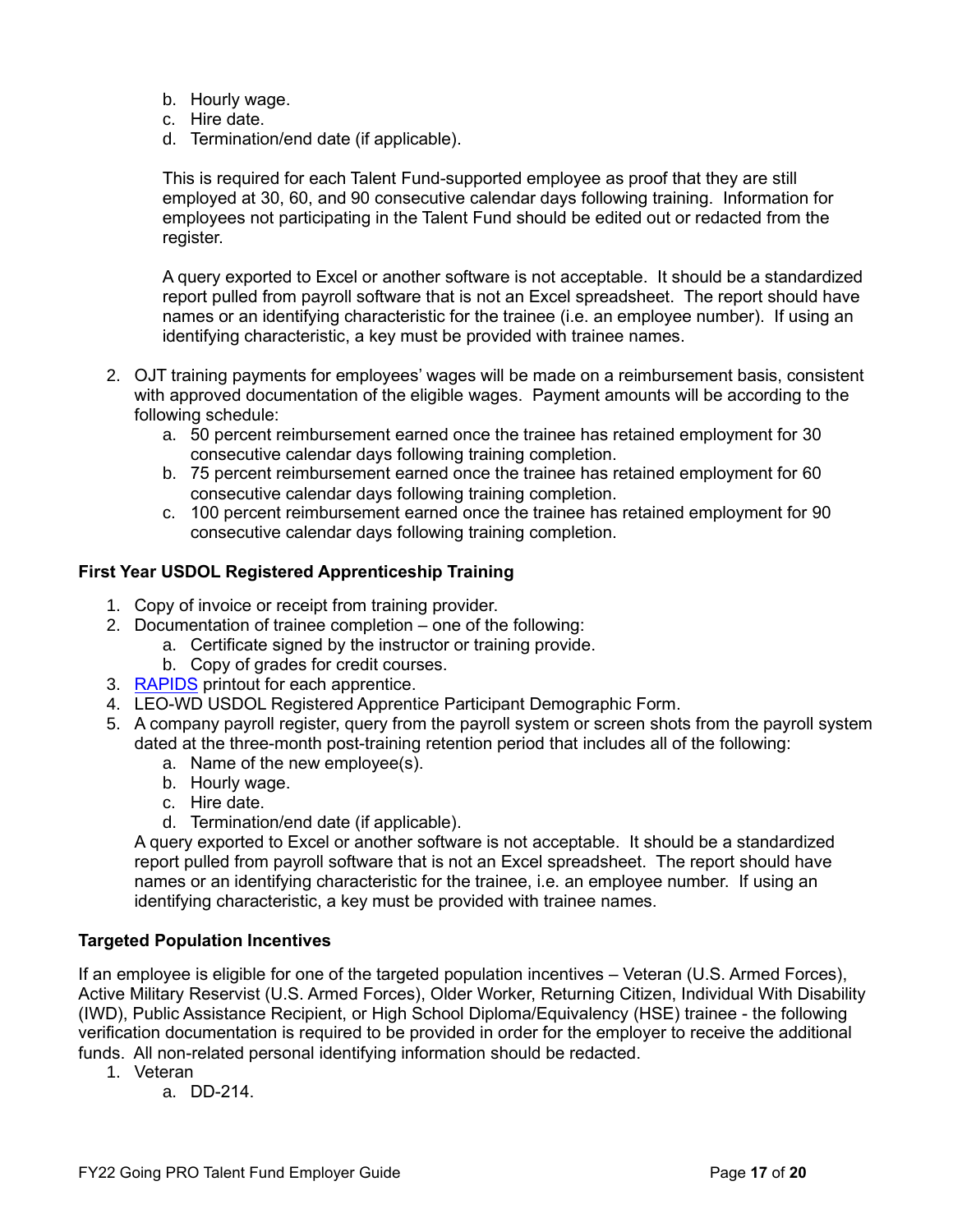b. Hourly wage.
   c. Hire date.
   d. Termination/end date (if applicable).

   This is required for each Talent Fund-supported employee as proof that they are still employed at 30, 60, and 90 consecutive calendar days following training. Information for employees not participating in the Talent Fund should be edited out or redacted from the register.

   A query exported to Excel or another software is not acceptable. It should be a standardized report pulled from payroll software that is not an Excel spreadsheet. The report should have names or an identifying characteristic for the trainee (i.e. an employee number). If using an identifying characteristic, a key must be provided with trainee names.

2. OJT training payments for employees' wages will be made on a reimbursement basis, consistent with approved documentation of the eligible wages. Payment amounts will be according to the following schedule:
   a. 50 percent reimbursement earned once the trainee has retained employment for 30 consecutive calendar days following training completion.
   b. 75 percent reimbursement earned once the trainee has retained employment for 60 consecutive calendar days following training completion.
   c. 100 percent reimbursement earned once the trainee has retained employment for 90 consecutive calendar days following training completion.

**First Year USDOL Registered Apprenticeship Training**

1. Copy of invoice or receipt from training provider.
2. Documentation of trainee completion – one of the following:
   a. Certificate signed by the instructor or training provide.
   b. Copy of grades for credit courses.
3. RAPIDS printout for each apprentice.
4. LEO-WD USDOL Registered Apprentice Participant Demographic Form.
5. A company payroll register, query from the payroll system or screen shots from the payroll system dated at the three-month post-training retention period that includes all of the following:
   a. Name of the new employee(s).
   b. Hourly wage.
   c. Hire date.
   d. Termination/end date (if applicable).

   A query exported to Excel or another software is not acceptable. It should be a standardized report pulled from payroll software that is not an Excel spreadsheet. The report should have names or an identifying characteristic for the trainee, i.e. an employee number. If using an identifying characteristic, a key must be provided with trainee names.

**Targeted Population Incentives**

If an employee is eligible for one of the targeted population incentives – Veteran (U.S. Armed Forces), Active Military Reservist (U.S. Armed Forces), Older Worker, Returning Citizen, Individual With Disability (IWD), Public Assistance Recipient, or High School Diploma/Equivalency (HSE) trainee - the following verification documentation is required to be provided in order for the employer to receive the additional funds. All non-related personal identifying information should be redacted.

1. Veteran
   a. DD-214.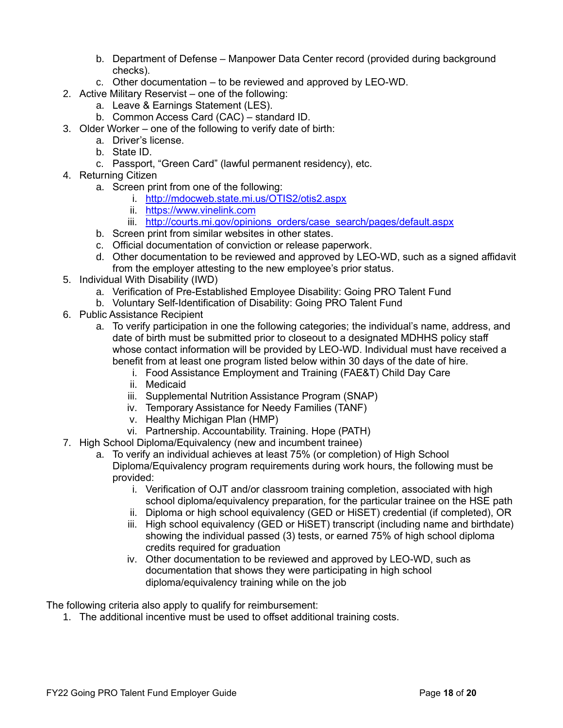b. Department of Defense – Manpower Data Center record (provided during background checks).
   c. Other documentation – to be reviewed and approved by LEO-WD.
2. Active Military Reservist – one of the following:
   a. Leave & Earnings Statement (LES).
   b. Common Access Card (CAC) – standard ID.
3. Older Worker – one of the following to verify date of birth:
   a. Driver's license.
   b. State ID.
   c. Passport, "Green Card" (lawful permanent residency), etc.
4. Returning Citizen
   a. Screen print from one of the following:
      i. [http://mdocweb.state.mi.us/OTIS2/otis2.aspx](http://mdocweb.state.mi.us/OTIS2/otis2.aspx)
      ii. [https://www.vinelink.com](https://www.vinelink.com)
      iii. [http://courts.mi.gov/opinions_orders/case_search/pages/default.aspx](http://courts.mi.gov/opinions_orders/case_search/pages/default.aspx)
   b. Screen print from similar websites in other states.
   c. Official documentation of conviction or release paperwork.
   d. Other documentation to be reviewed and approved by LEO-WD, such as a signed affidavit from the employer attesting to the new employee's prior status.
5. Individual With Disability (IWD)
   a. Verification of Pre-Established Employee Disability: Going PRO Talent Fund
   b. Voluntary Self-Identification of Disability: Going PRO Talent Fund
6. Public Assistance Recipient
   a. To verify participation in one the following categories; the individual's name, address, and date of birth must be submitted prior to closeout to a designated MDHHS policy staff whose contact information will be provided by LEO-WD. Individual must have received a benefit from at least one program listed below within 30 days of the date of hire.
      i. Food Assistance Employment and Training (FAE&T) Child Day Care
      ii. Medicaid
      iii. Supplemental Nutrition Assistance Program (SNAP)
      iv. Temporary Assistance for Needy Families (TANF)
      v. Healthy Michigan Plan (HMP)
      vi. Partnership. Accountability. Training. Hope (PATH)
7. High School Diploma/Equivalency (new and incumbent trainee)
   a. To verify an individual achieves at least 75% (or completion) of High School Diploma/Equivalency program requirements during work hours, the following must be provided:
      i. Verification of OJT and/or classroom training completion, associated with high school diploma/equivalency preparation, for the particular trainee on the HSE path
      ii. Diploma or high school equivalency (GED or HiSET) credential (if completed), OR
      iii. High school equivalency (GED or HiSET) transcript (including name and birthdate) showing the individual passed (3) tests, or earned 75% of high school diploma credits required for graduation
      iv. Other documentation to be reviewed and approved by LEO-WD, such as documentation that shows they were participating in high school diploma/equivalency training while on the job

The following criteria also apply to qualify for reimbursement:

1. The additional incentive must be used to offset additional training costs.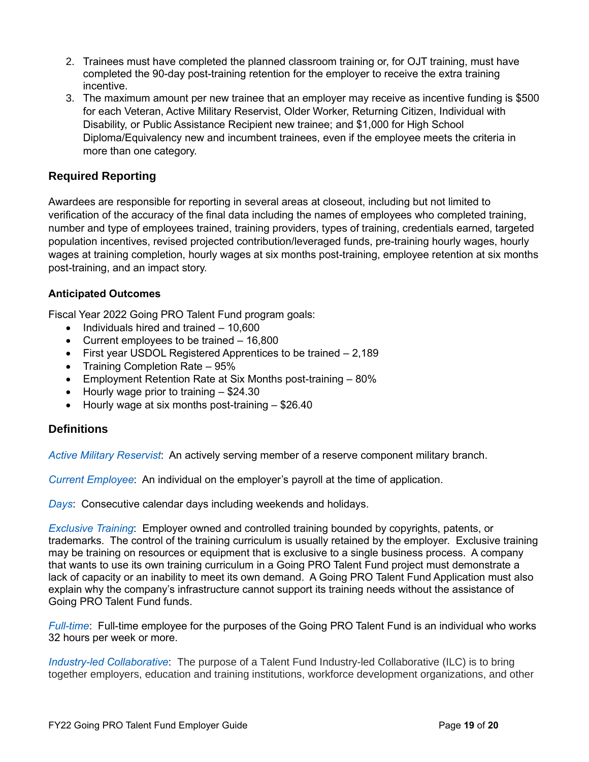2. Trainees must have completed the planned classroom training or, for OJT training, must have completed the 90-day post-training retention for the employer to receive the extra training incentive.
3. The maximum amount per new trainee that an employer may receive as incentive funding is $500 for each Veteran, Active Military Reservist, Older Worker, Returning Citizen, Individual with Disability, or Public Assistance Recipient new trainee; and $1,000 for High School Diploma/Equivalency new and incumbent trainees, even if the employee meets the criteria in more than one category.

## Required Reporting

Awardees are responsible for reporting in several areas at closeout, including but not limited to verification of the accuracy of the final data including the names of employees who completed training, number and type of employees trained, training providers, types of training, credentials earned, targeted population incentives, revised projected contribution/leveraged funds, pre-training hourly wages, hourly wages at training completion, hourly wages at six months post-training, employee retention at six months post-training, and an impact story.

### Anticipated Outcomes

Fiscal Year 2022 Going PRO Talent Fund program goals:

- Individuals hired and trained – 10,600
- Current employees to be trained – 16,800
- First year USDOL Registered Apprentices to be trained – 2,189
- Training Completion Rate – 95%
- Employment Retention Rate at Six Months post-training – 80%
- Hourly wage prior to training – $24.30
- Hourly wage at six months post-training – $26.40

## Definitions

*Active Military Reservist*: An actively serving member of a reserve component military branch.

*Current Employee*: An individual on the employer's payroll at the time of application.

*Days*: Consecutive calendar days including weekends and holidays.

*Exclusive Training*: Employer owned and controlled training bounded by copyrights, patents, or trademarks. The control of the training curriculum is usually retained by the employer. Exclusive training may be training on resources or equipment that is exclusive to a single business process. A company that wants to use its own training curriculum in a Going PRO Talent Fund project must demonstrate a lack of capacity or an inability to meet its own demand. A Going PRO Talent Fund Application must also explain why the company's infrastructure cannot support its training needs without the assistance of Going PRO Talent Fund funds.

*Full-time*: Full-time employee for the purposes of the Going PRO Talent Fund is an individual who works 32 hours per week or more.

*Industry-led Collaborative*: The purpose of a Talent Fund Industry-led Collaborative (ILC) is to bring together employers, education and training institutions, workforce development organizations, and other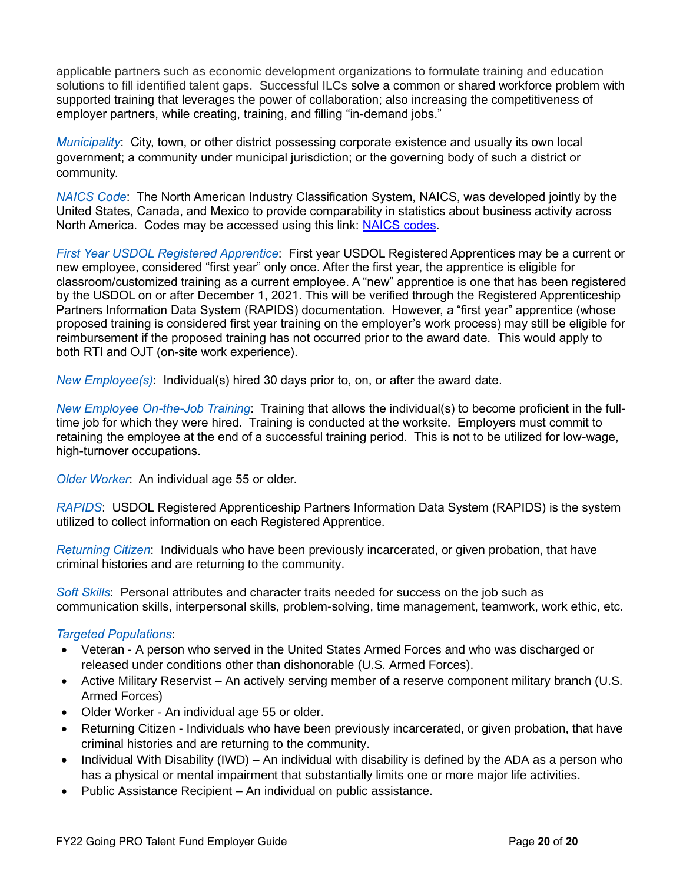applicable partners such as economic development organizations to formulate training and education solutions to fill identified talent gaps. Successful ILCs solve a common or shared workforce problem with supported training that leverages the power of collaboration; also increasing the competitiveness of employer partners, while creating, training, and filling "in-demand jobs."

*Municipality*: City, town, or other district possessing corporate existence and usually its own local government; a community under municipal jurisdiction; or the governing body of such a district or community.

*NAICS Code*: The North American Industry Classification System, NAICS, was developed jointly by the United States, Canada, and Mexico to provide comparability in statistics about business activity across North America. Codes may be accessed using this link: NAICS codes.

*First Year USDOL Registered Apprentice*: First year USDOL Registered Apprentices may be a current or new employee, considered "first year" only once. After the first year, the apprentice is eligible for classroom/customized training as a current employee. A "new" apprentice is one that has been registered by the USDOL on or after December 1, 2021. This will be verified through the Registered Apprenticeship Partners Information Data System (RAPIDS) documentation. However, a "first year" apprentice (whose proposed training is considered first year training on the employer's work process) may still be eligible for reimbursement if the proposed training has not occurred prior to the award date. This would apply to both RTI and OJT (on-site work experience).

*New Employee(s)*: Individual(s) hired 30 days prior to, on, or after the award date.

*New Employee On-the-Job Training*: Training that allows the individual(s) to become proficient in the full-time job for which they were hired. Training is conducted at the worksite. Employers must commit to retaining the employee at the end of a successful training period. This is not to be utilized for low-wage, high-turnover occupations.

*Older Worker*: An individual age 55 or older.

*RAPIDS*: USDOL Registered Apprenticeship Partners Information Data System (RAPIDS) is the system utilized to collect information on each Registered Apprentice.

*Returning Citizen*: Individuals who have been previously incarcerated, or given probation, that have criminal histories and are returning to the community.

*Soft Skills*: Personal attributes and character traits needed for success on the job such as communication skills, interpersonal skills, problem-solving, time management, teamwork, work ethic, etc.

*Targeted Populations*:

- Veteran - A person who served in the United States Armed Forces and who was discharged or released under conditions other than dishonorable (U.S. Armed Forces).
- Active Military Reservist – An actively serving member of a reserve component military branch (U.S. Armed Forces)
- Older Worker - An individual age 55 or older.
- Returning Citizen - Individuals who have been previously incarcerated, or given probation, that have criminal histories and are returning to the community.
- Individual With Disability (IWD) – An individual with disability is defined by the ADA as a person who has a physical or mental impairment that substantially limits one or more major life activities.
- Public Assistance Recipient – An individual on public assistance.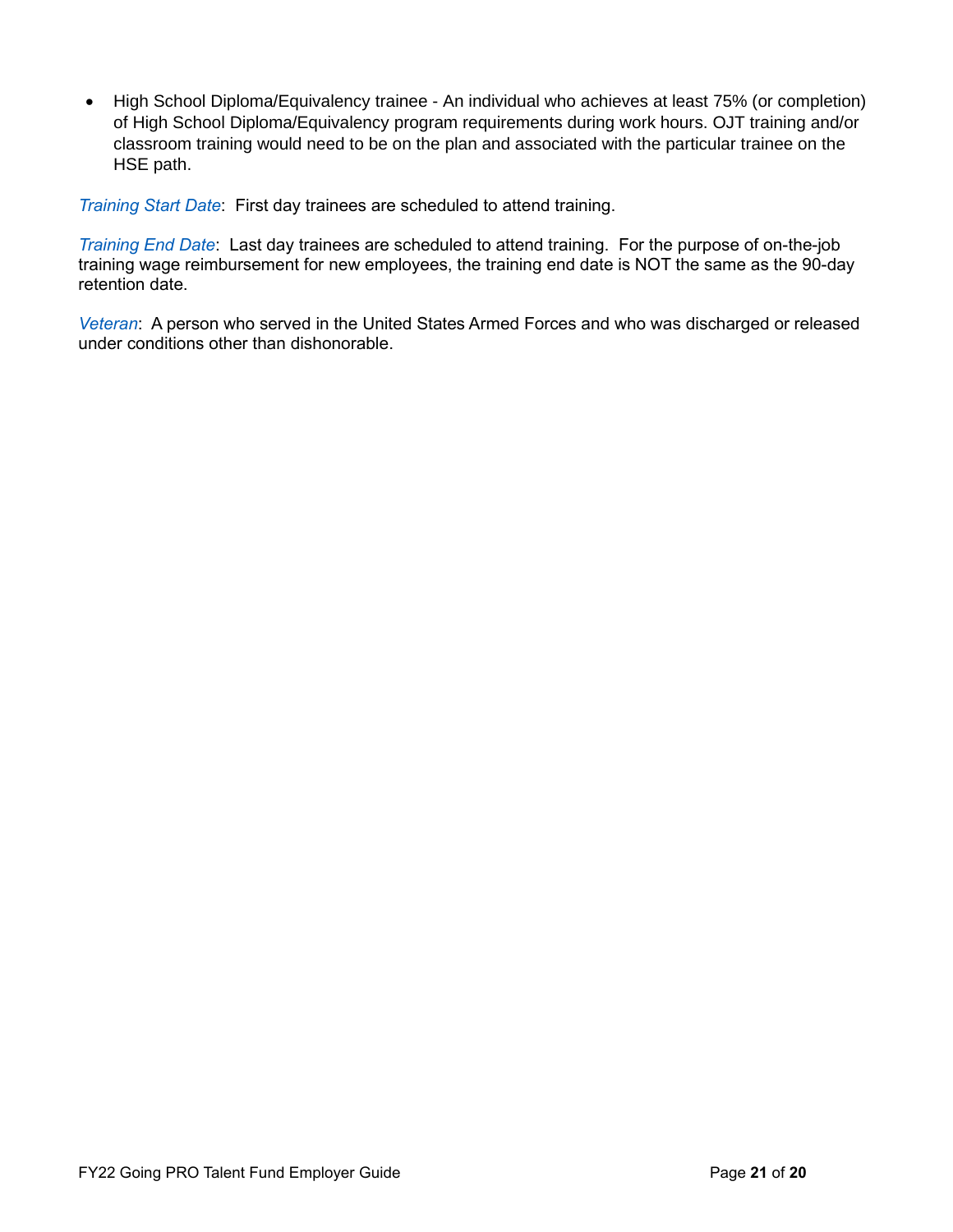- High School Diploma/Equivalency trainee - An individual who achieves at least 75% (or completion) of High School Diploma/Equivalency program requirements during work hours. OJT training and/or classroom training would need to be on the plan and associated with the particular trainee on the HSE path.

*Training Start Date*: First day trainees are scheduled to attend training.

*Training End Date*: Last day trainees are scheduled to attend training. For the purpose of on-the-job training wage reimbursement for new employees, the training end date is NOT the same as the 90-day retention date.

*Veteran*: A person who served in the United States Armed Forces and who was discharged or released under conditions other than dishonorable.